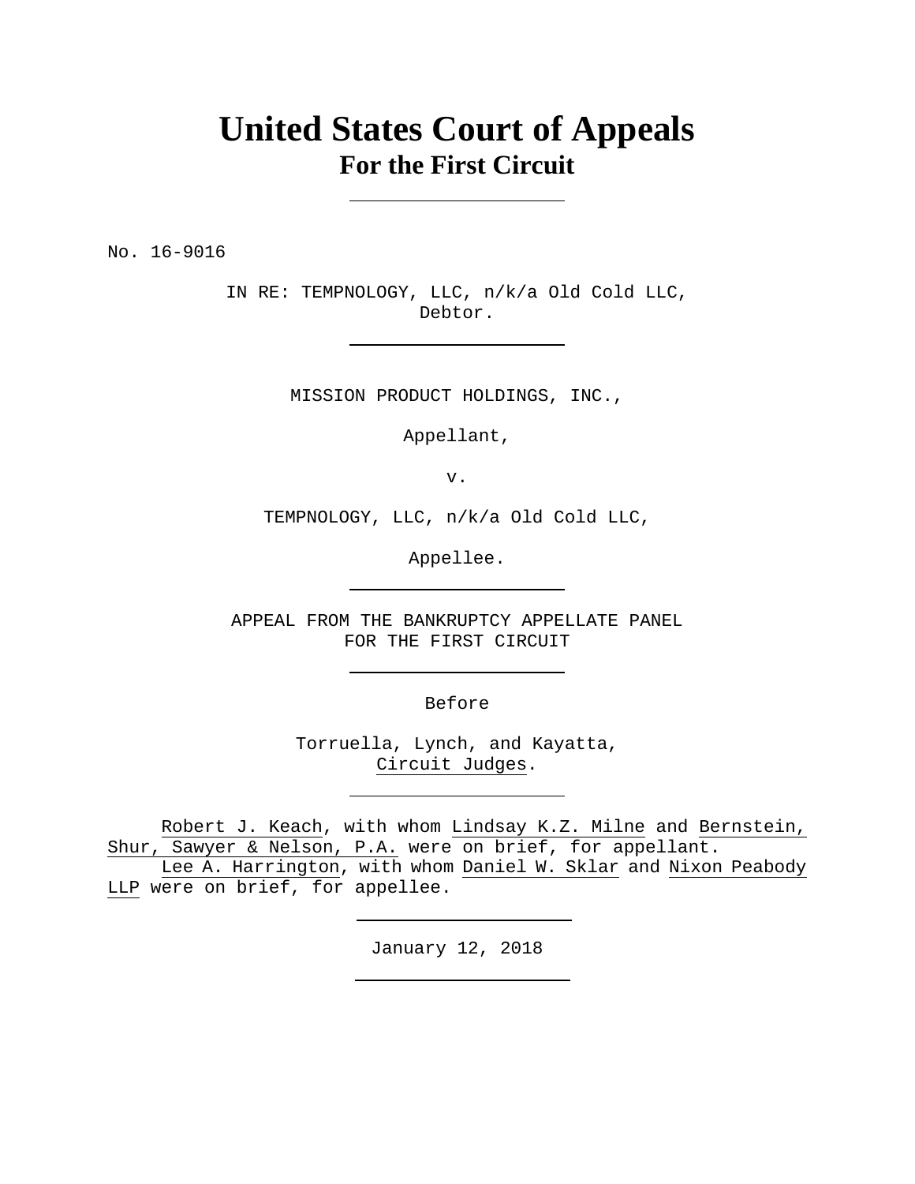# United States Court of Appeals
## For the First Circuit

---

No. 16-9016

IN RE: TEMPNOLOGY, LLC, n/k/a Old Cold LLC,
Debtor.

---

MISSION PRODUCT HOLDINGS, INC.,

Appellant,

v.

TEMPNOLOGY, LLC, n/k/a Old Cold LLC,

Appellee.

---

APPEAL FROM THE BANKRUPTCY APPELLATE PANEL
FOR THE FIRST CIRCUIT

---

Before

Torruella, Lynch, and Kayatta,
Circuit Judges.

---

Robert J. Keach, with whom Lindsay K.Z. Milne and Bernstein, Shur, Sawyer & Nelson, P.A. were on brief, for appellant.
Lee A. Harrington, with whom Daniel W. Sklar and Nixon Peabody LLP were on brief, for appellee.

---

January 12, 2018

---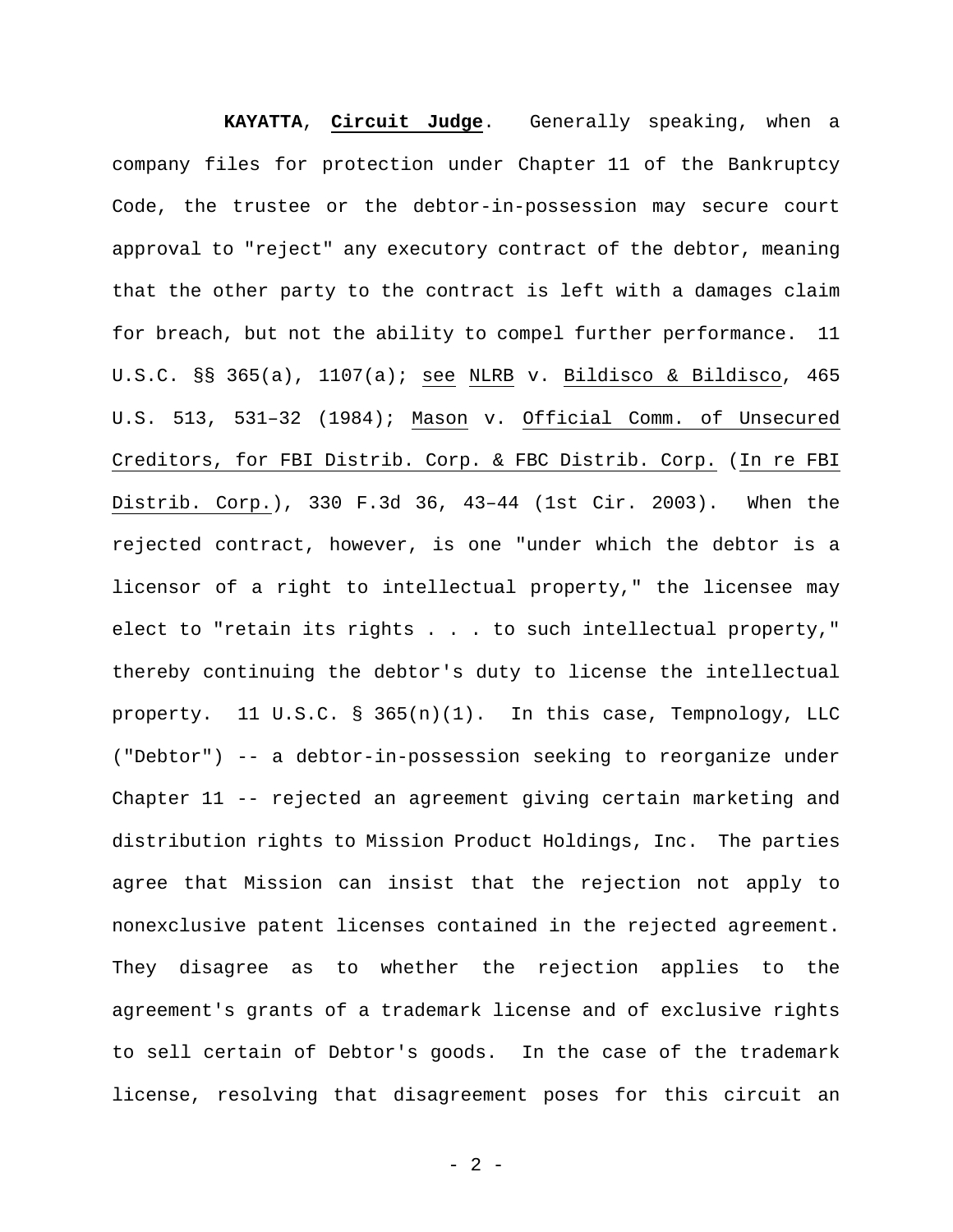**KAYATTA**, **Circuit Judge**. Generally speaking, when a company files for protection under Chapter 11 of the Bankruptcy Code, the trustee or the debtor-in-possession may secure court approval to "reject" any executory contract of the debtor, meaning that the other party to the contract is left with a damages claim for breach, but not the ability to compel further performance. 11 U.S.C. §§ 365(a), 1107(a); see NLRB v. Bildisco & Bildisco, 465 U.S. 513, 531–32 (1984); Mason v. Official Comm. of Unsecured Creditors, for FBI Distrib. Corp. & FBC Distrib. Corp. (In re FBI Distrib. Corp.), 330 F.3d 36, 43–44 (1st Cir. 2003). When the rejected contract, however, is one "under which the debtor is a licensor of a right to intellectual property," the licensee may elect to "retain its rights . . . to such intellectual property," thereby continuing the debtor's duty to license the intellectual property. 11 U.S.C. § 365(n)(1). In this case, Tempnology, LLC ("Debtor") -- a debtor-in-possession seeking to reorganize under Chapter 11 -- rejected an agreement giving certain marketing and distribution rights to Mission Product Holdings, Inc. The parties agree that Mission can insist that the rejection not apply to nonexclusive patent licenses contained in the rejected agreement. They disagree as to whether the rejection applies to the agreement's grants of a trademark license and of exclusive rights to sell certain of Debtor's goods. In the case of the trademark license, resolving that disagreement poses for this circuit an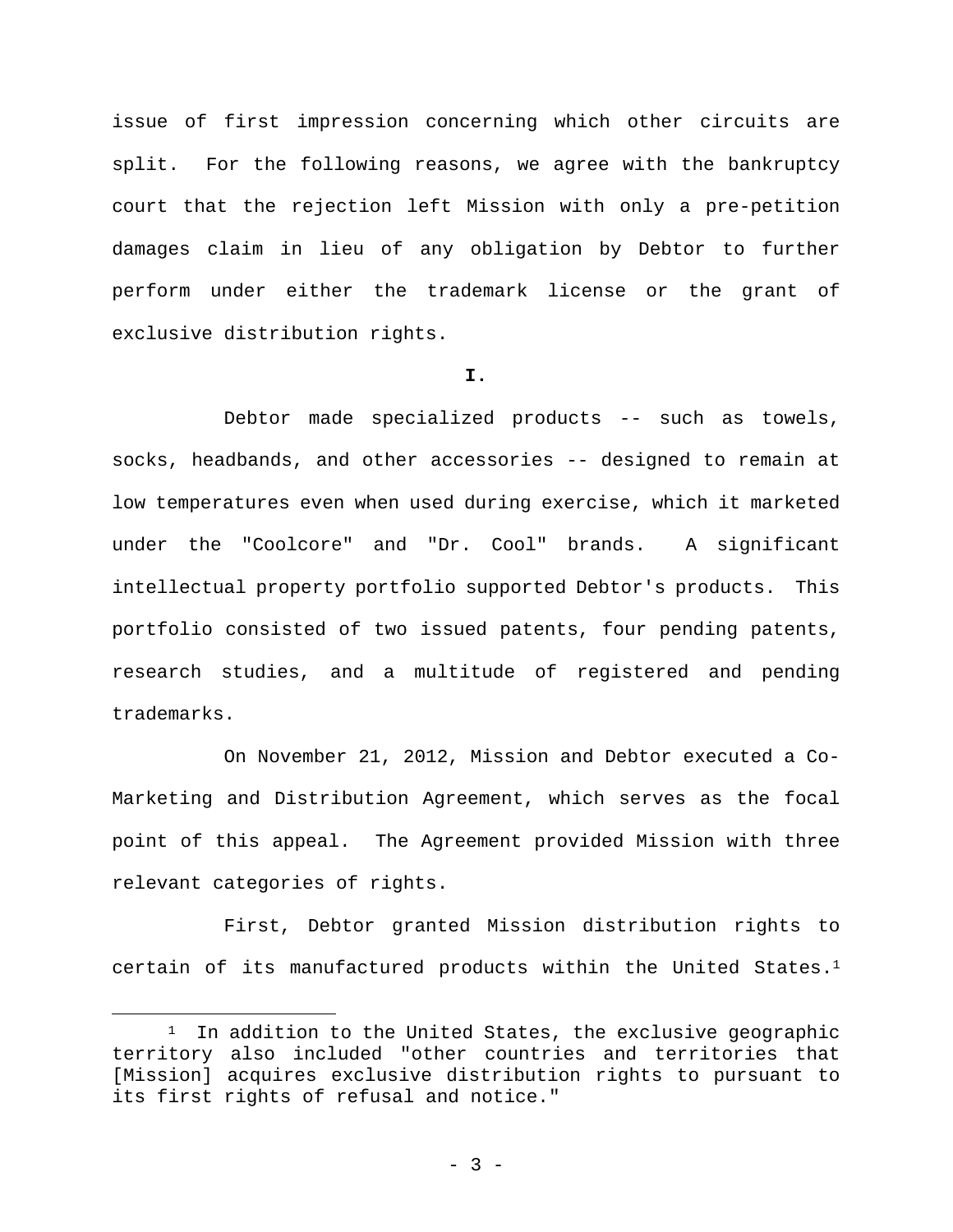issue of first impression concerning which other circuits are split. For the following reasons, we agree with the bankruptcy court that the rejection left Mission with only a pre-petition damages claim in lieu of any obligation by Debtor to further perform under either the trademark license or the grant of exclusive distribution rights.

## I.

Debtor made specialized products -- such as towels, socks, headbands, and other accessories -- designed to remain at low temperatures even when used during exercise, which it marketed under the "Coolcore" and "Dr. Cool" brands. A significant intellectual property portfolio supported Debtor's products. This portfolio consisted of two issued patents, four pending patents, research studies, and a multitude of registered and pending trademarks.

On November 21, 2012, Mission and Debtor executed a Co-Marketing and Distribution Agreement, which serves as the focal point of this appeal. The Agreement provided Mission with three relevant categories of rights.

First, Debtor granted Mission distribution rights to certain of its manufactured products within the United States.[1]

[1] In addition to the United States, the exclusive geographic territory also included "other countries and territories that [Mission] acquires exclusive distribution rights to pursuant to its first rights of refusal and notice."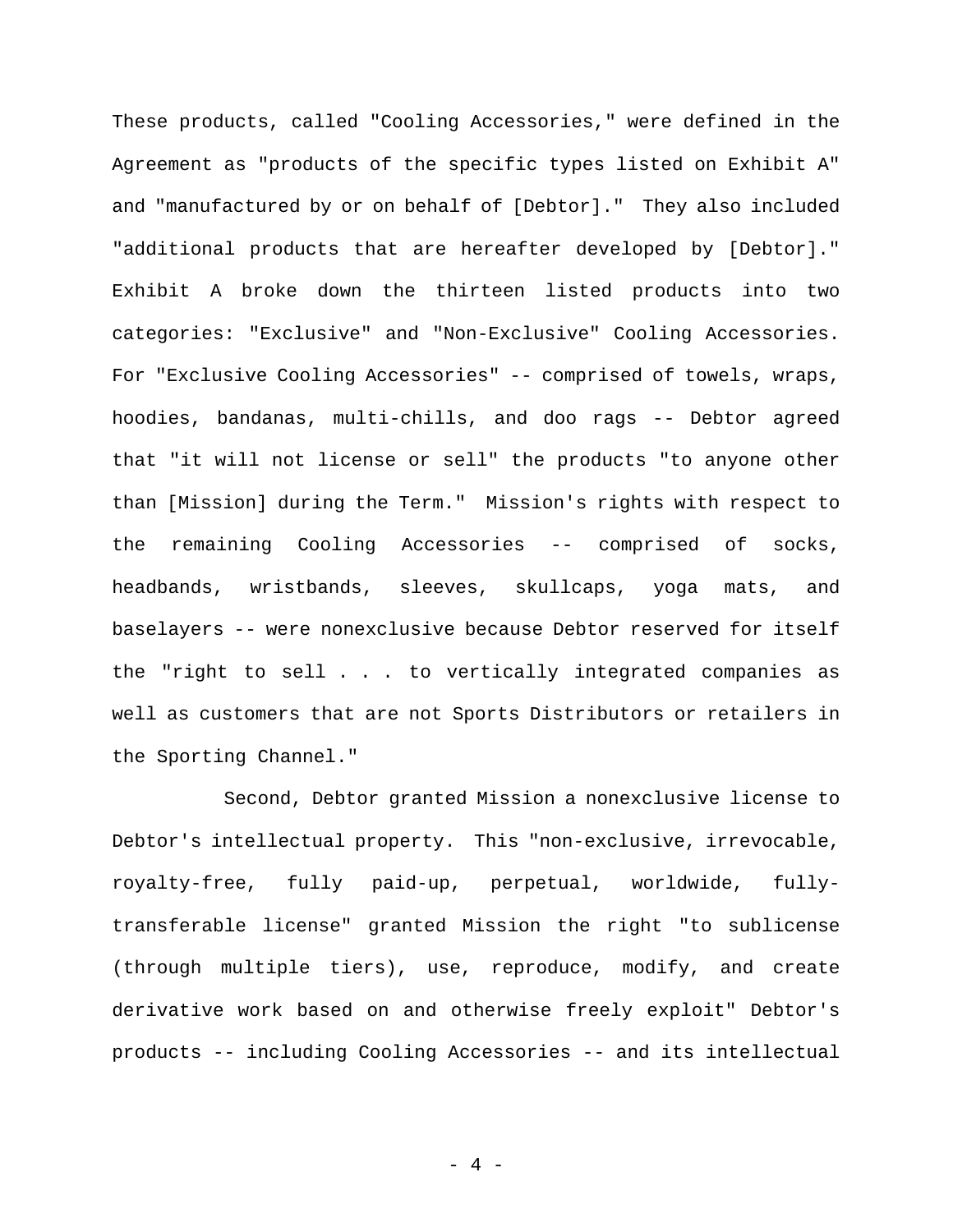These products, called "Cooling Accessories," were defined in the Agreement as "products of the specific types listed on Exhibit A" and "manufactured by or on behalf of [Debtor]." They also included "additional products that are hereafter developed by [Debtor]." Exhibit A broke down the thirteen listed products into two categories: "Exclusive" and "Non-Exclusive" Cooling Accessories. For "Exclusive Cooling Accessories" -- comprised of towels, wraps, hoodies, bandanas, multi-chills, and doo rags -- Debtor agreed that "it will not license or sell" the products "to anyone other than [Mission] during the Term." Mission's rights with respect to the remaining Cooling Accessories -- comprised of socks, headbands, wristbands, sleeves, skullcaps, yoga mats, and baselayers -- were nonexclusive because Debtor reserved for itself the "right to sell . . . to vertically integrated companies as well as customers that are not Sports Distributors or retailers in the Sporting Channel."

Second, Debtor granted Mission a nonexclusive license to Debtor's intellectual property. This "non-exclusive, irrevocable, royalty-free, fully paid-up, perpetual, worldwide, fully-transferable license" granted Mission the right "to sublicense (through multiple tiers), use, reproduce, modify, and create derivative work based on and otherwise freely exploit" Debtor's products -- including Cooling Accessories -- and its intellectual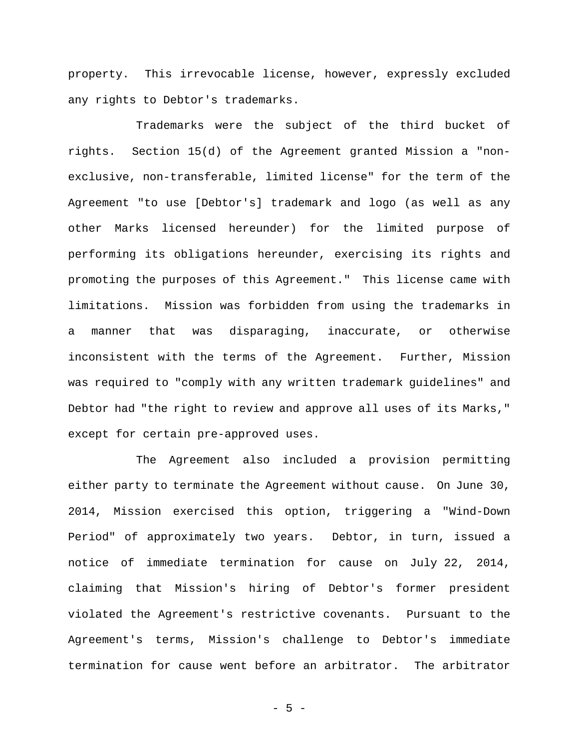property. This irrevocable license, however, expressly excluded any rights to Debtor's trademarks.

Trademarks were the subject of the third bucket of rights. Section 15(d) of the Agreement granted Mission a "non-exclusive, non-transferable, limited license" for the term of the Agreement "to use [Debtor's] trademark and logo (as well as any other Marks licensed hereunder) for the limited purpose of performing its obligations hereunder, exercising its rights and promoting the purposes of this Agreement." This license came with limitations. Mission was forbidden from using the trademarks in a manner that was disparaging, inaccurate, or otherwise inconsistent with the terms of the Agreement. Further, Mission was required to "comply with any written trademark guidelines" and Debtor had "the right to review and approve all uses of its Marks," except for certain pre-approved uses.

The Agreement also included a provision permitting either party to terminate the Agreement without cause. On June 30, 2014, Mission exercised this option, triggering a "Wind-Down Period" of approximately two years. Debtor, in turn, issued a notice of immediate termination for cause on July 22, 2014, claiming that Mission's hiring of Debtor's former president violated the Agreement's restrictive covenants. Pursuant to the Agreement's terms, Mission's challenge to Debtor's immediate termination for cause went before an arbitrator. The arbitrator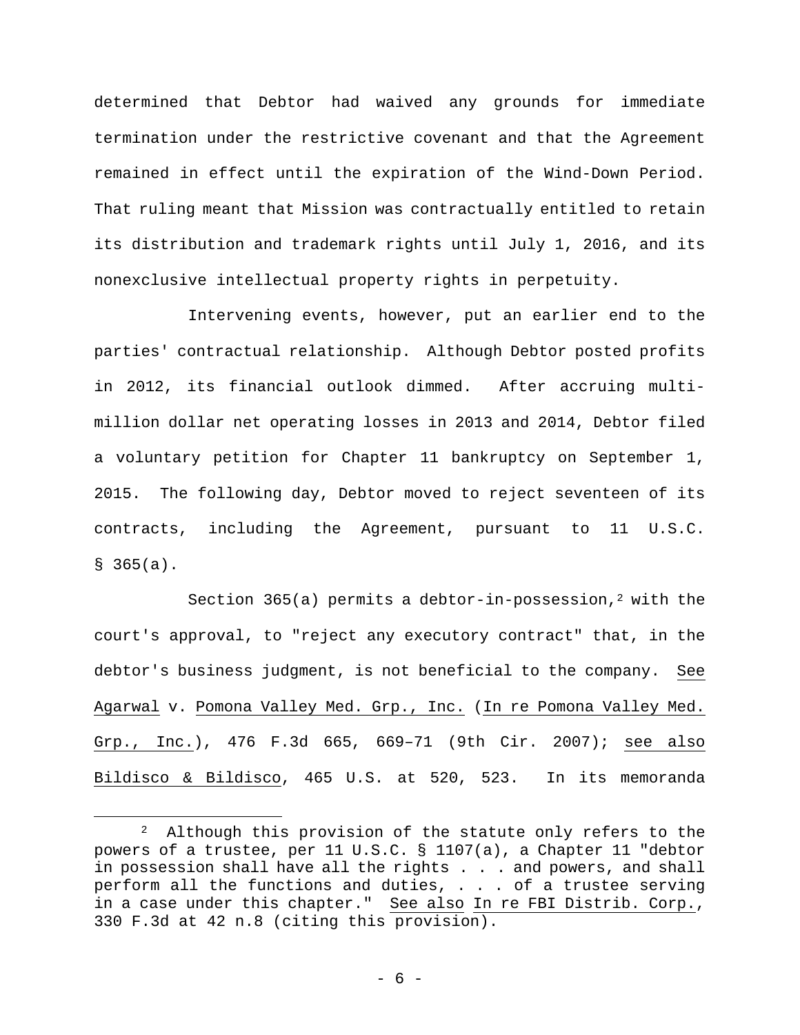determined that Debtor had waived any grounds for immediate termination under the restrictive covenant and that the Agreement remained in effect until the expiration of the Wind-Down Period. That ruling meant that Mission was contractually entitled to retain its distribution and trademark rights until July 1, 2016, and its nonexclusive intellectual property rights in perpetuity.

Intervening events, however, put an earlier end to the parties' contractual relationship. Although Debtor posted profits in 2012, its financial outlook dimmed. After accruing multi-million dollar net operating losses in 2013 and 2014, Debtor filed a voluntary petition for Chapter 11 bankruptcy on September 1, 2015. The following day, Debtor moved to reject seventeen of its contracts, including the Agreement, pursuant to 11 U.S.C. § 365(a).

Section 365(a) permits a debtor-in-possession,[2] with the court's approval, to "reject any executory contract" that, in the debtor's business judgment, is not beneficial to the company. See Agarwal v. Pomona Valley Med. Grp., Inc. (In re Pomona Valley Med. Grp., Inc.), 476 F.3d 665, 669–71 (9th Cir. 2007); see also Bildisco & Bildisco, 465 U.S. at 520, 523. In its memoranda

---

[2] Although this provision of the statute only refers to the powers of a trustee, per 11 U.S.C. § 1107(a), a Chapter 11 "debtor in possession shall have all the rights . . . and powers, and shall perform all the functions and duties, . . . of a trustee serving in a case under this chapter." See also In re FBI Distrib. Corp., 330 F.3d at 42 n.8 (citing this provision).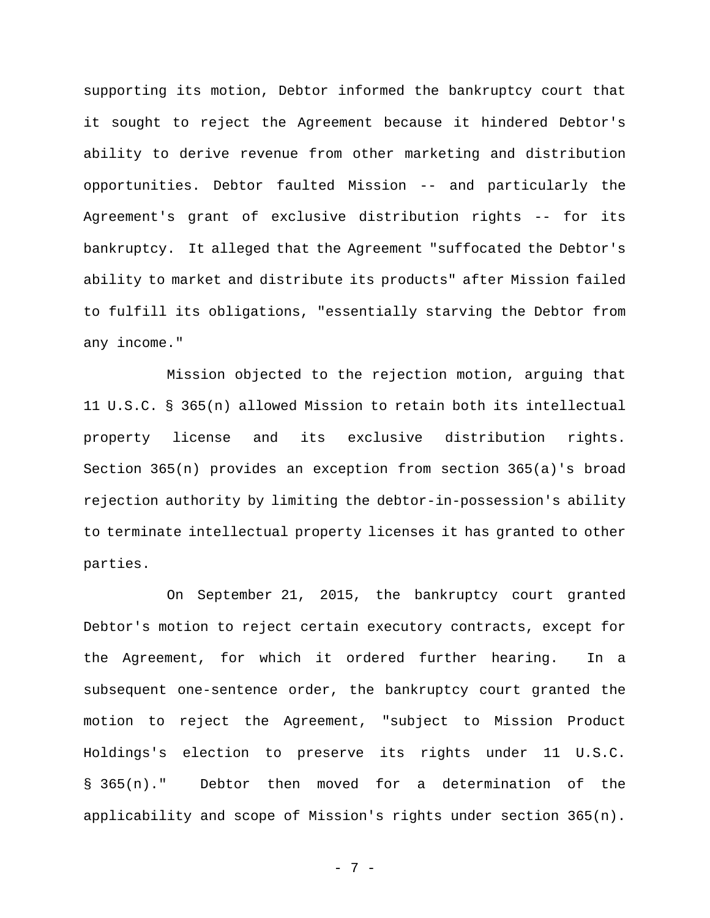supporting its motion, Debtor informed the bankruptcy court that it sought to reject the Agreement because it hindered Debtor's ability to derive revenue from other marketing and distribution opportunities. Debtor faulted Mission -- and particularly the Agreement's grant of exclusive distribution rights -- for its bankruptcy. It alleged that the Agreement "suffocated the Debtor's ability to market and distribute its products" after Mission failed to fulfill its obligations, "essentially starving the Debtor from any income."

Mission objected to the rejection motion, arguing that 11 U.S.C. § 365(n) allowed Mission to retain both its intellectual property license and its exclusive distribution rights. Section 365(n) provides an exception from section 365(a)'s broad rejection authority by limiting the debtor-in-possession's ability to terminate intellectual property licenses it has granted to other parties.

On September 21, 2015, the bankruptcy court granted Debtor's motion to reject certain executory contracts, except for the Agreement, for which it ordered further hearing. In a subsequent one-sentence order, the bankruptcy court granted the motion to reject the Agreement, "subject to Mission Product Holdings's election to preserve its rights under 11 U.S.C. § 365(n)." Debtor then moved for a determination of the applicability and scope of Mission's rights under section 365(n).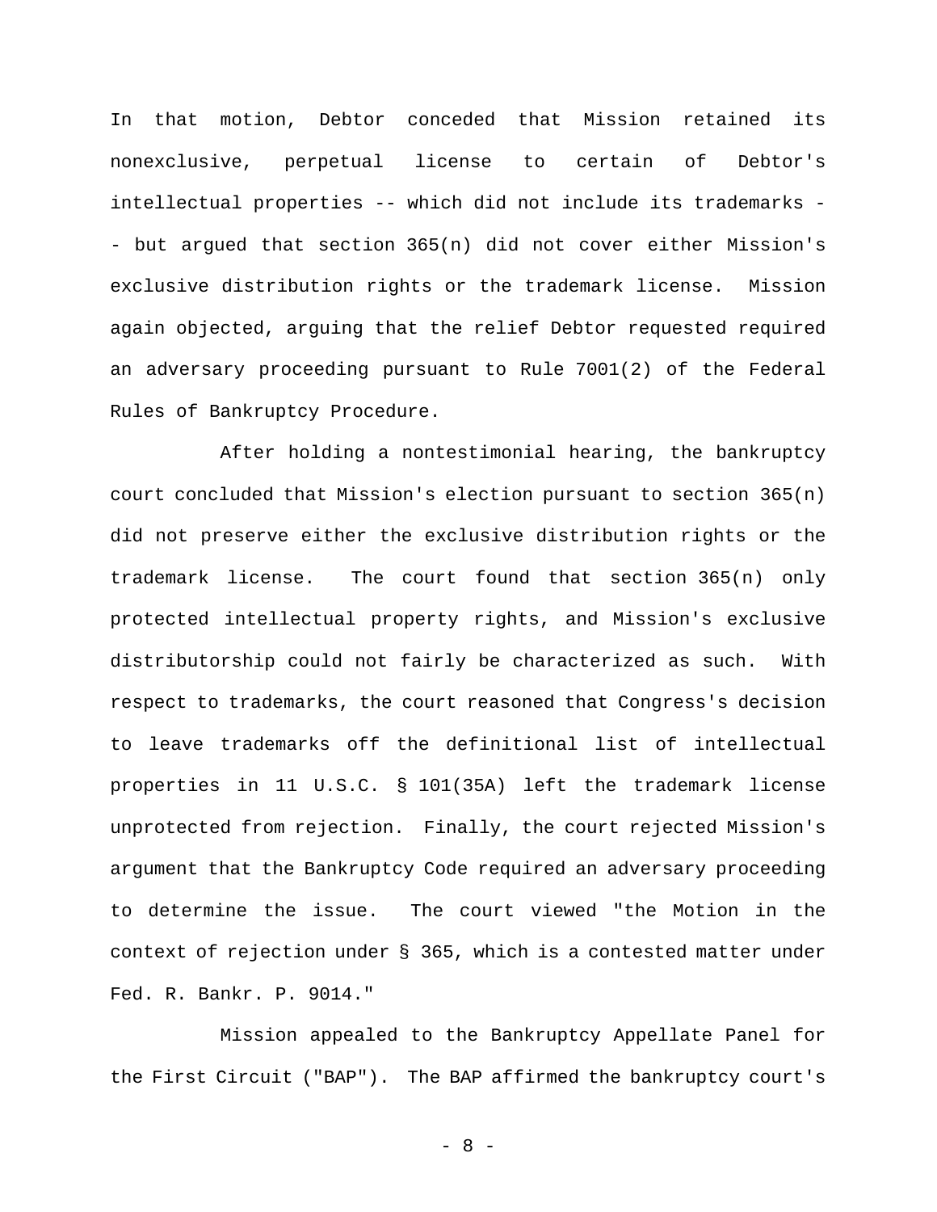In that motion, Debtor conceded that Mission retained its nonexclusive, perpetual license to certain of Debtor's intellectual properties -- which did not include its trademarks -- but argued that section 365(n) did not cover either Mission's exclusive distribution rights or the trademark license. Mission again objected, arguing that the relief Debtor requested required an adversary proceeding pursuant to Rule 7001(2) of the Federal Rules of Bankruptcy Procedure.

After holding a nontestimonial hearing, the bankruptcy court concluded that Mission's election pursuant to section 365(n) did not preserve either the exclusive distribution rights or the trademark license. The court found that section 365(n) only protected intellectual property rights, and Mission's exclusive distributorship could not fairly be characterized as such. With respect to trademarks, the court reasoned that Congress's decision to leave trademarks off the definitional list of intellectual properties in 11 U.S.C. § 101(35A) left the trademark license unprotected from rejection. Finally, the court rejected Mission's argument that the Bankruptcy Code required an adversary proceeding to determine the issue. The court viewed "the Motion in the context of rejection under § 365, which is a contested matter under Fed. R. Bankr. P. 9014."

Mission appealed to the Bankruptcy Appellate Panel for the First Circuit ("BAP"). The BAP affirmed the bankruptcy court's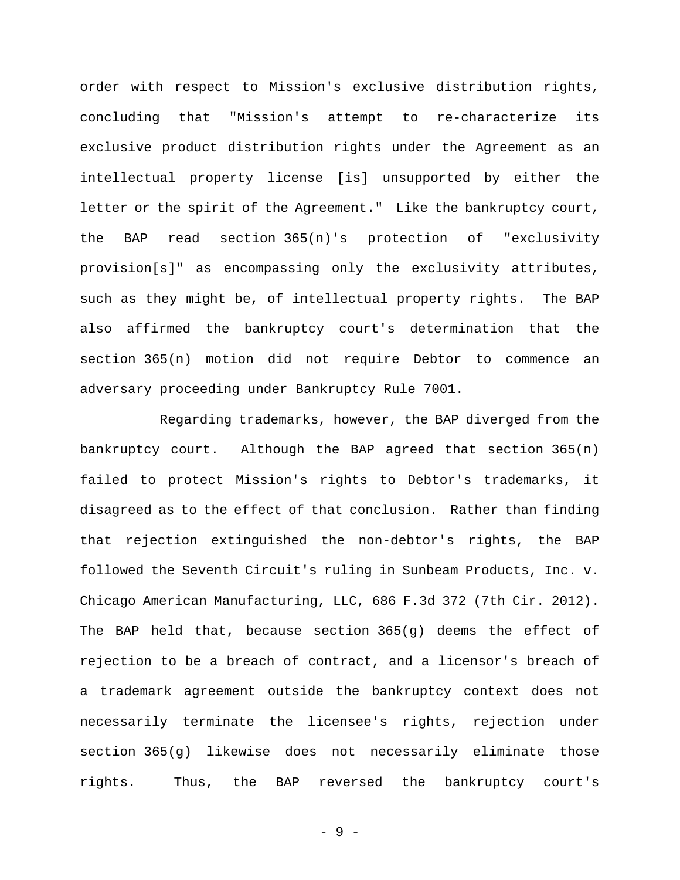order with respect to Mission's exclusive distribution rights, concluding that "Mission's attempt to re-characterize its exclusive product distribution rights under the Agreement as an intellectual property license [is] unsupported by either the letter or the spirit of the Agreement." Like the bankruptcy court, the BAP read section 365(n)'s protection of "exclusivity provision[s]" as encompassing only the exclusivity attributes, such as they might be, of intellectual property rights. The BAP also affirmed the bankruptcy court's determination that the section 365(n) motion did not require Debtor to commence an adversary proceeding under Bankruptcy Rule 7001.

Regarding trademarks, however, the BAP diverged from the bankruptcy court. Although the BAP agreed that section 365(n) failed to protect Mission's rights to Debtor's trademarks, it disagreed as to the effect of that conclusion. Rather than finding that rejection extinguished the non-debtor's rights, the BAP followed the Seventh Circuit's ruling in _Sunbeam Products, Inc._ v. _Chicago American Manufacturing, LLC_, 686 F.3d 372 (7th Cir. 2012). The BAP held that, because section 365(g) deems the effect of rejection to be a breach of contract, and a licensor's breach of a trademark agreement outside the bankruptcy context does not necessarily terminate the licensee's rights, rejection under section 365(g) likewise does not necessarily eliminate those rights. Thus, the BAP reversed the bankruptcy court's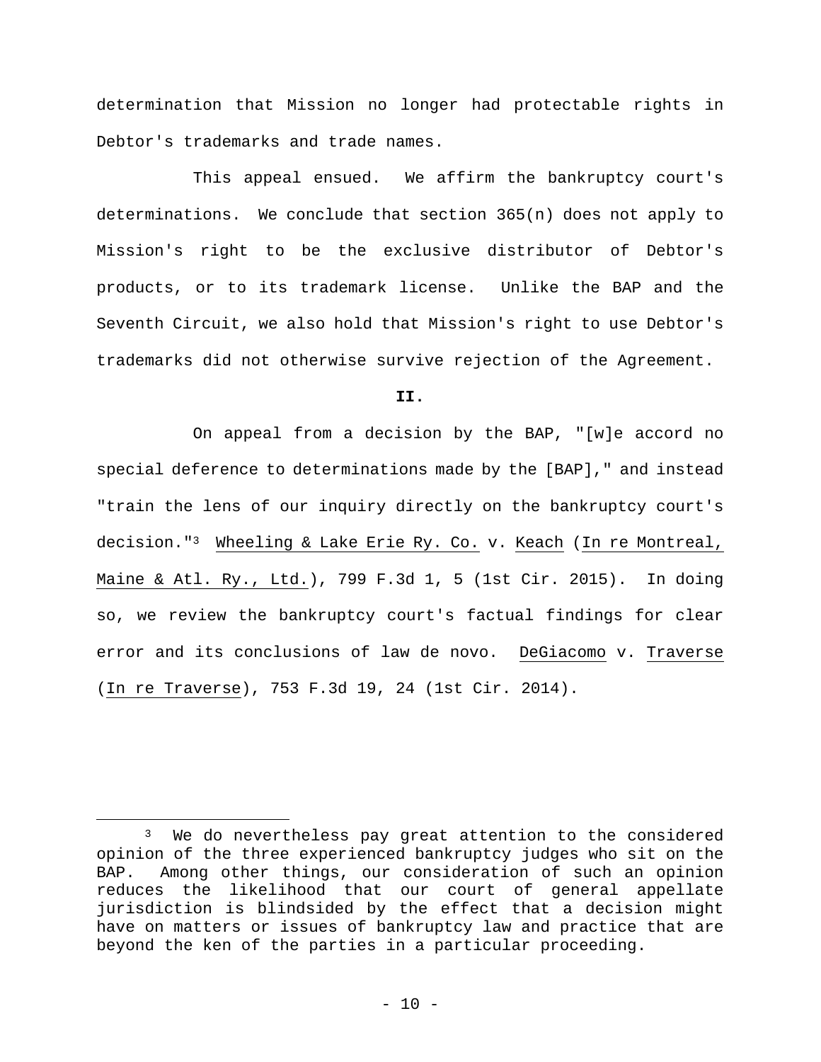determination that Mission no longer had protectable rights in Debtor's trademarks and trade names.

This appeal ensued. We affirm the bankruptcy court's determinations. We conclude that section 365(n) does not apply to Mission's right to be the exclusive distributor of Debtor's products, or to its trademark license. Unlike the BAP and the Seventh Circuit, we also hold that Mission's right to use Debtor's trademarks did not otherwise survive rejection of the Agreement.

**II.**

On appeal from a decision by the BAP, "[w]e accord no special deference to determinations made by the [BAP]," and instead "train the lens of our inquiry directly on the bankruptcy court's decision."[3] Wheeling & Lake Erie Ry. Co. v. Keach (In re Montreal, Maine & Atl. Ry., Ltd.), 799 F.3d 1, 5 (1st Cir. 2015). In doing so, we review the bankruptcy court's factual findings for clear error and its conclusions of law de novo. DeGiacomo v. Traverse (In re Traverse), 753 F.3d 19, 24 (1st Cir. 2014).

---

[3] We do nevertheless pay great attention to the considered opinion of the three experienced bankruptcy judges who sit on the BAP. Among other things, our consideration of such an opinion reduces the likelihood that our court of general appellate jurisdiction is blindsided by the effect that a decision might have on matters or issues of bankruptcy law and practice that are beyond the ken of the parties in a particular proceeding.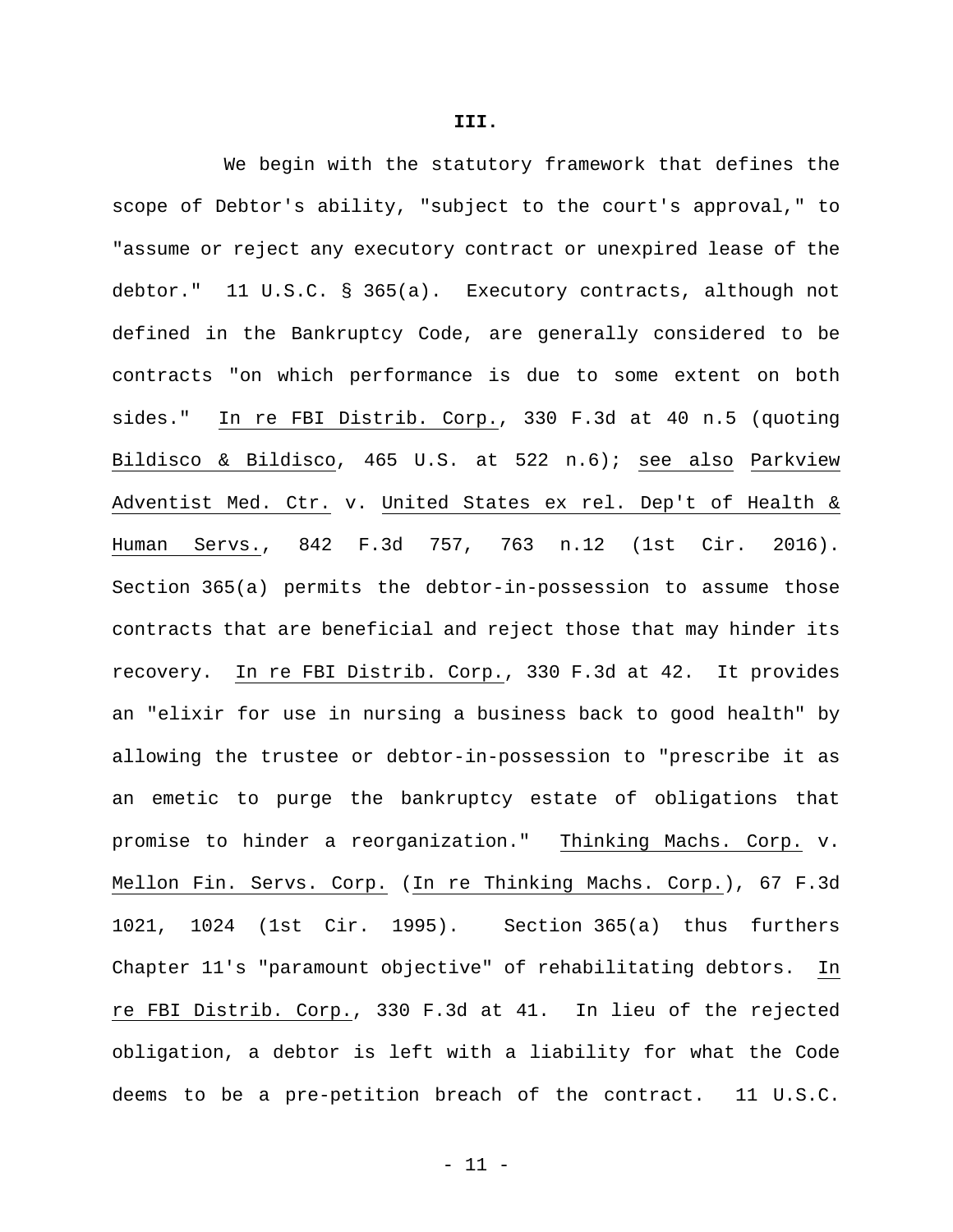**III.**

We begin with the statutory framework that defines the scope of Debtor's ability, "subject to the court's approval," to "assume or reject any executory contract or unexpired lease of the debtor." 11 U.S.C. § 365(a). Executory contracts, although not defined in the Bankruptcy Code, are generally considered to be contracts "on which performance is due to some extent on both sides." In re FBI Distrib. Corp., 330 F.3d at 40 n.5 (quoting Bildisco & Bildisco, 465 U.S. at 522 n.6); see also Parkview Adventist Med. Ctr. v. United States ex rel. Dep't of Health & Human Servs., 842 F.3d 757, 763 n.12 (1st Cir. 2016). Section 365(a) permits the debtor-in-possession to assume those contracts that are beneficial and reject those that may hinder its recovery. In re FBI Distrib. Corp., 330 F.3d at 42. It provides an "elixir for use in nursing a business back to good health" by allowing the trustee or debtor-in-possession to "prescribe it as an emetic to purge the bankruptcy estate of obligations that promise to hinder a reorganization." Thinking Machs. Corp. v. Mellon Fin. Servs. Corp. (In re Thinking Machs. Corp.), 67 F.3d 1021, 1024 (1st Cir. 1995). Section 365(a) thus furthers Chapter 11's "paramount objective" of rehabilitating debtors. In re FBI Distrib. Corp., 330 F.3d at 41. In lieu of the rejected obligation, a debtor is left with a liability for what the Code deems to be a pre-petition breach of the contract. 11 U.S.C.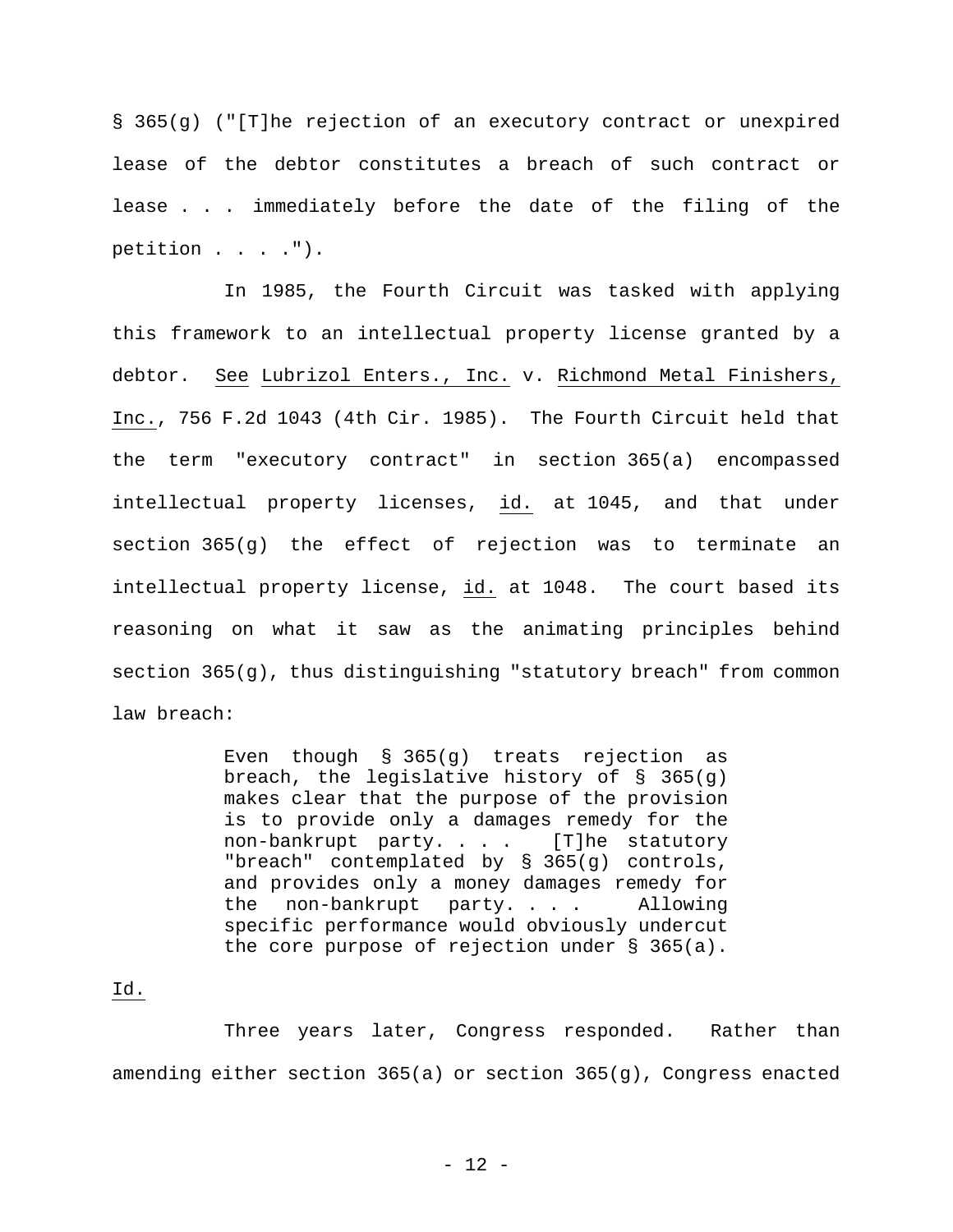§ 365(g) ("[T]he rejection of an executory contract or unexpired lease of the debtor constitutes a breach of such contract or lease . . . immediately before the date of the filing of the petition . . . .").

In 1985, the Fourth Circuit was tasked with applying this framework to an intellectual property license granted by a debtor. See Lubrizol Enters., Inc. v. Richmond Metal Finishers, Inc., 756 F.2d 1043 (4th Cir. 1985). The Fourth Circuit held that the term "executory contract" in section 365(a) encompassed intellectual property licenses, id. at 1045, and that under section 365(g) the effect of rejection was to terminate an intellectual property license, id. at 1048. The court based its reasoning on what it saw as the animating principles behind section 365(g), thus distinguishing "statutory breach" from common law breach:

> Even though § 365(g) treats rejection as breach, the legislative history of § 365(g) makes clear that the purpose of the provision is to provide only a damages remedy for the non-bankrupt party. . . . [T]he statutory "breach" contemplated by § 365(g) controls, and provides only a money damages remedy for the non-bankrupt party. . . . Allowing specific performance would obviously undercut the core purpose of rejection under § 365(a).

Id.

Three years later, Congress responded. Rather than amending either section 365(a) or section 365(g), Congress enacted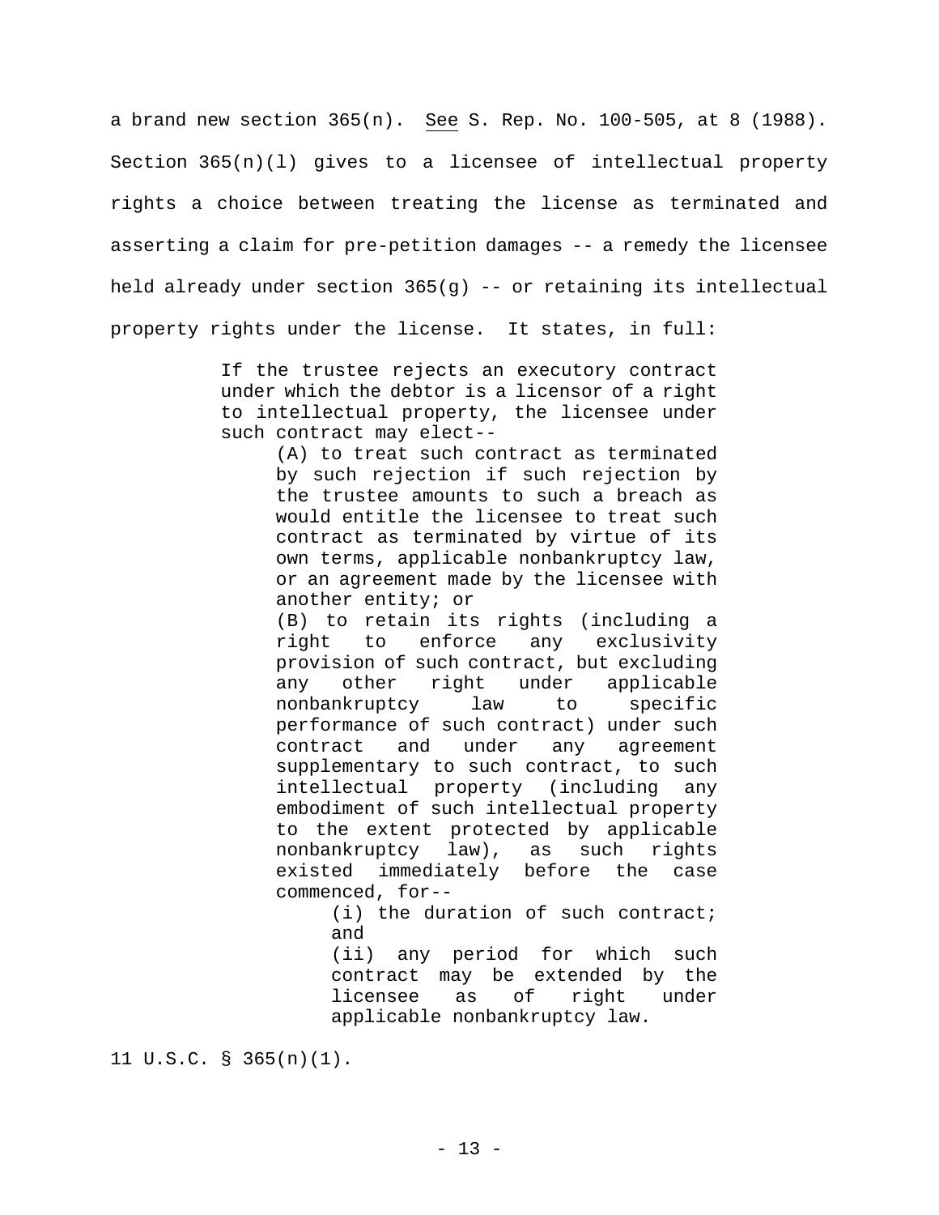a brand new section 365(n). _See_ S. Rep. No. 100-505, at 8 (1988). Section 365(n)(l) gives to a licensee of intellectual property rights a choice between treating the license as terminated and asserting a claim for pre-petition damages -- a remedy the licensee held already under section 365(g) -- or retaining its intellectual property rights under the license. It states, in full:

> If the trustee rejects an executory contract under which the debtor is a licensor of a right to intellectual property, the licensee under such contract may elect--
>
> > (A) to treat such contract as terminated by such rejection if such rejection by the trustee amounts to such a breach as would entitle the licensee to treat such contract as terminated by virtue of its own terms, applicable nonbankruptcy law, or an agreement made by the licensee with another entity; or
> >
> > (B) to retain its rights (including a right to enforce any exclusivity provision of such contract, but excluding any other right under applicable nonbankruptcy law to specific performance of such contract) under such contract and under any agreement supplementary to such contract, to such intellectual property (including any embodiment of such intellectual property to the extent protected by applicable nonbankruptcy law), as such rights existed immediately before the case commenced, for--
> >
> > > (i) the duration of such contract; and
> > >
> > > (ii) any period for which such contract may be extended by the licensee as of right under applicable nonbankruptcy law.

11 U.S.C. § 365(n)(1).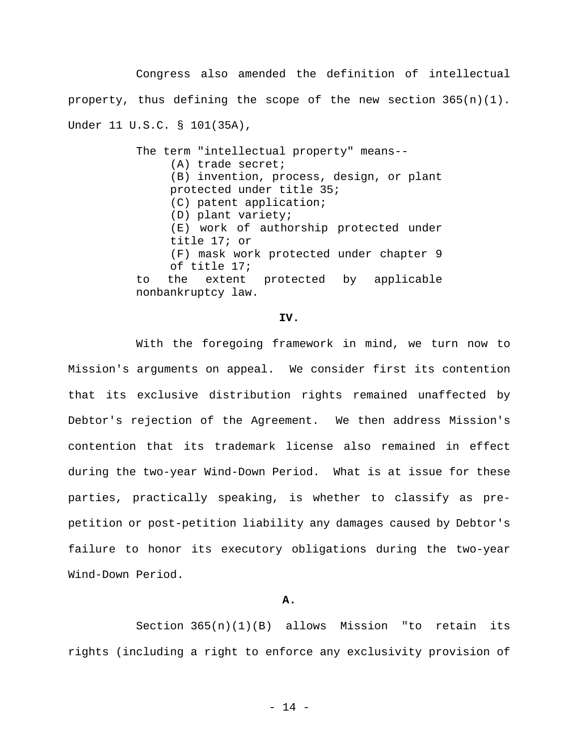Congress also amended the definition of intellectual property, thus defining the scope of the new section 365(n)(1). Under 11 U.S.C. § 101(35A),

> The term "intellectual property" means--
>
> (A) trade secret;
>
> (B) invention, process, design, or plant protected under title 35;
>
> (C) patent application;
>
> (D) plant variety;
>
> (E) work of authorship protected under title 17; or
>
> (F) mask work protected under chapter 9 of title 17;
>
> to the extent protected by applicable nonbankruptcy law.

## IV.

With the foregoing framework in mind, we turn now to Mission's arguments on appeal. We consider first its contention that its exclusive distribution rights remained unaffected by Debtor's rejection of the Agreement. We then address Mission's contention that its trademark license also remained in effect during the two-year Wind-Down Period. What is at issue for these parties, practically speaking, is whether to classify as pre-petition or post-petition liability any damages caused by Debtor's failure to honor its executory obligations during the two-year Wind-Down Period.

### A.

Section 365(n)(1)(B) allows Mission "to retain its rights (including a right to enforce any exclusivity provision of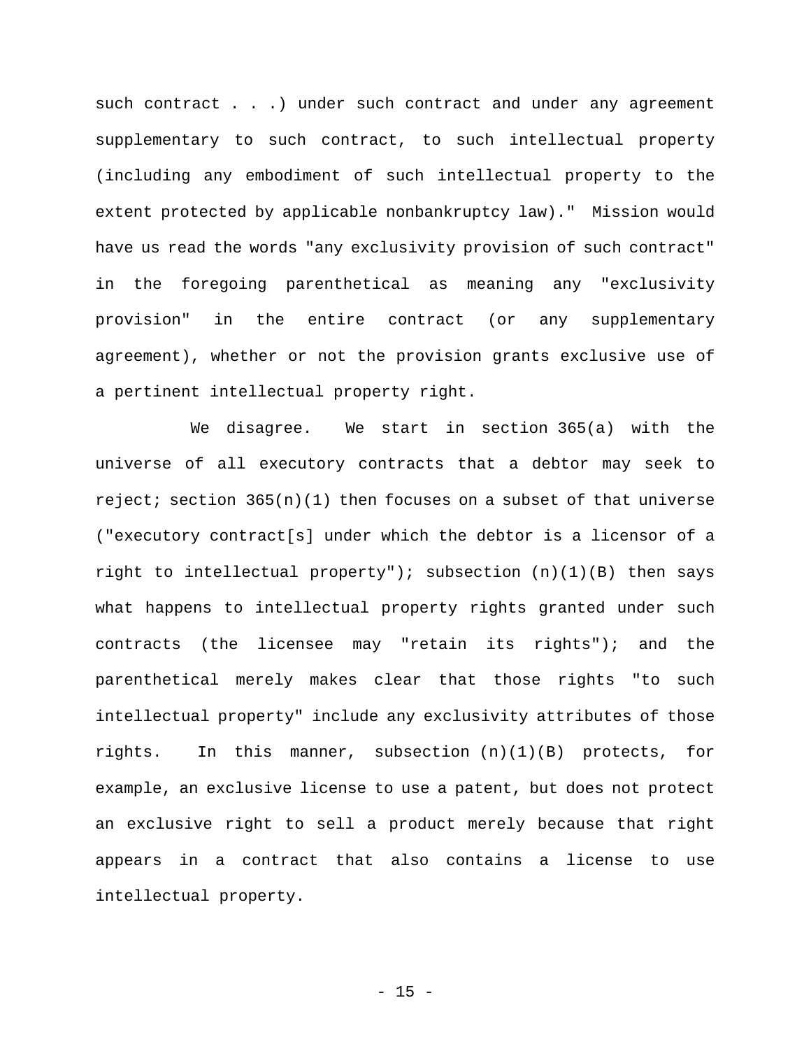such contract . . .) under such contract and under any agreement supplementary to such contract, to such intellectual property (including any embodiment of such intellectual property to the extent protected by applicable nonbankruptcy law)." Mission would have us read the words "any exclusivity provision of such contract" in the foregoing parenthetical as meaning any "exclusivity provision" in the entire contract (or any supplementary agreement), whether or not the provision grants exclusive use of a pertinent intellectual property right.

We disagree. We start in section 365(a) with the universe of all executory contracts that a debtor may seek to reject; section 365(n)(1) then focuses on a subset of that universe ("executory contract[s] under which the debtor is a licensor of a right to intellectual property"); subsection (n)(1)(B) then says what happens to intellectual property rights granted under such contracts (the licensee may "retain its rights"); and the parenthetical merely makes clear that those rights "to such intellectual property" include any exclusivity attributes of those rights. In this manner, subsection (n)(1)(B) protects, for example, an exclusive license to use a patent, but does not protect an exclusive right to sell a product merely because that right appears in a contract that also contains a license to use intellectual property.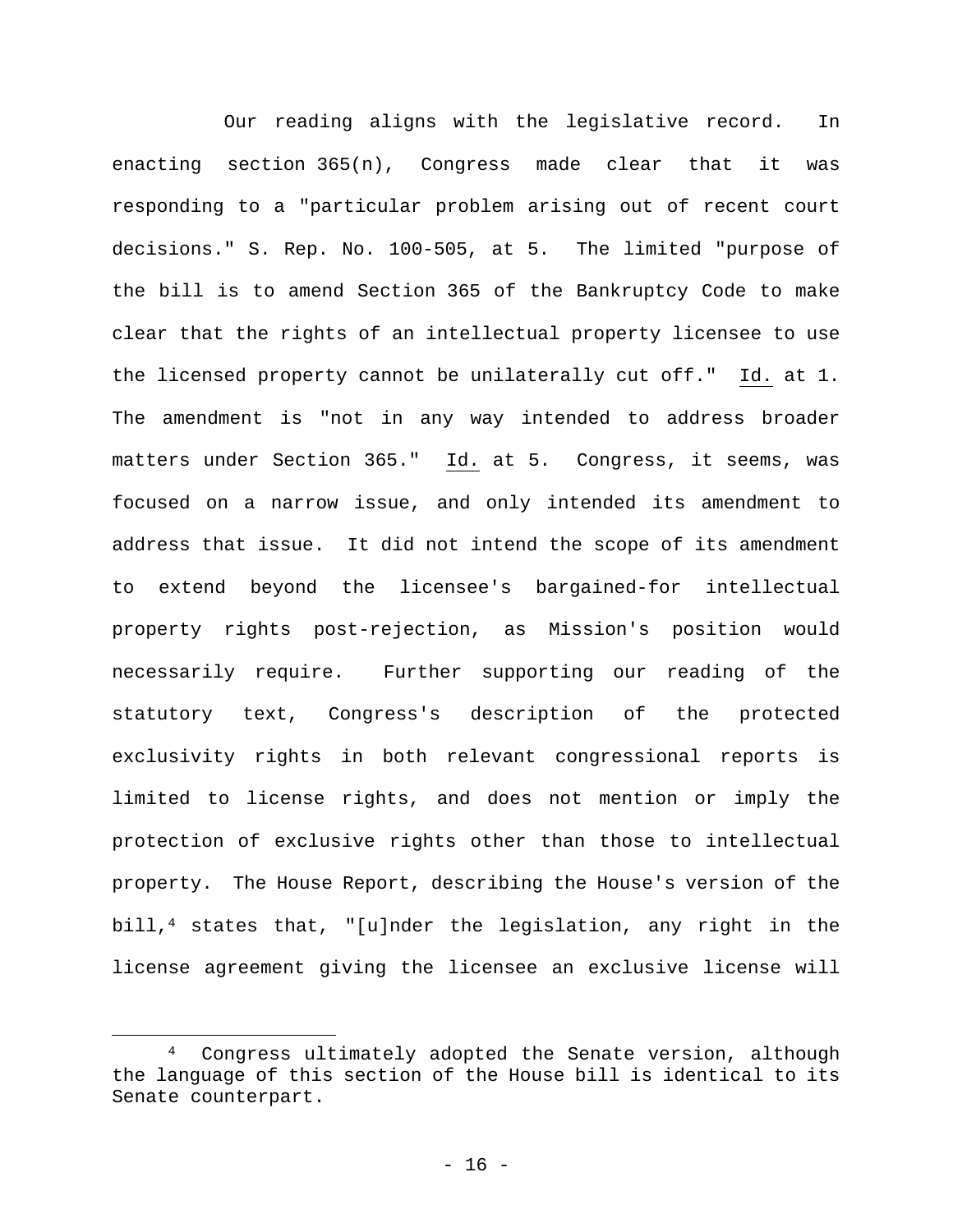Our reading aligns with the legislative record. In enacting section 365(n), Congress made clear that it was responding to a "particular problem arising out of recent court decisions." S. Rep. No. 100-505, at 5. The limited "purpose of the bill is to amend Section 365 of the Bankruptcy Code to make clear that the rights of an intellectual property licensee to use the licensed property cannot be unilaterally cut off." Id. at 1. The amendment is "not in any way intended to address broader matters under Section 365." Id. at 5. Congress, it seems, was focused on a narrow issue, and only intended its amendment to address that issue. It did not intend the scope of its amendment to extend beyond the licensee's bargained-for intellectual property rights post-rejection, as Mission's position would necessarily require. Further supporting our reading of the statutory text, Congress's description of the protected exclusivity rights in both relevant congressional reports is limited to license rights, and does not mention or imply the protection of exclusive rights other than those to intellectual property. The House Report, describing the House's version of the bill,[4] states that, "[u]nder the legislation, any right in the license agreement giving the licensee an exclusive license will

[4] Congress ultimately adopted the Senate version, although the language of this section of the House bill is identical to its Senate counterpart.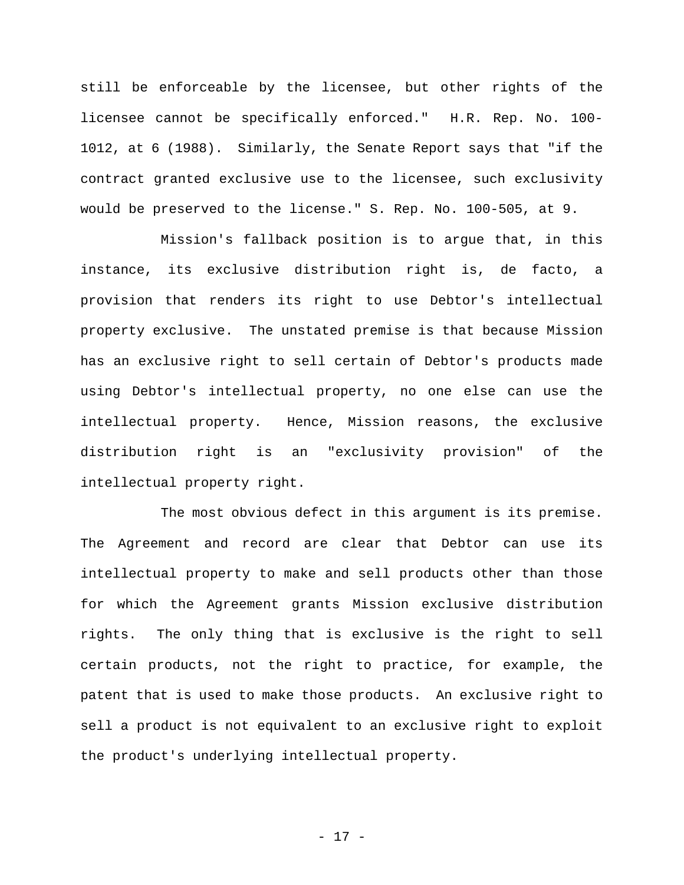still be enforceable by the licensee, but other rights of the licensee cannot be specifically enforced." H.R. Rep. No. 100-1012, at 6 (1988). Similarly, the Senate Report says that "if the contract granted exclusive use to the licensee, such exclusivity would be preserved to the license." S. Rep. No. 100-505, at 9.

Mission's fallback position is to argue that, in this instance, its exclusive distribution right is, de facto, a provision that renders its right to use Debtor's intellectual property exclusive. The unstated premise is that because Mission has an exclusive right to sell certain of Debtor's products made using Debtor's intellectual property, no one else can use the intellectual property. Hence, Mission reasons, the exclusive distribution right is an "exclusivity provision" of the intellectual property right.

The most obvious defect in this argument is its premise. The Agreement and record are clear that Debtor can use its intellectual property to make and sell products other than those for which the Agreement grants Mission exclusive distribution rights. The only thing that is exclusive is the right to sell certain products, not the right to practice, for example, the patent that is used to make those products. An exclusive right to sell a product is not equivalent to an exclusive right to exploit the product's underlying intellectual property.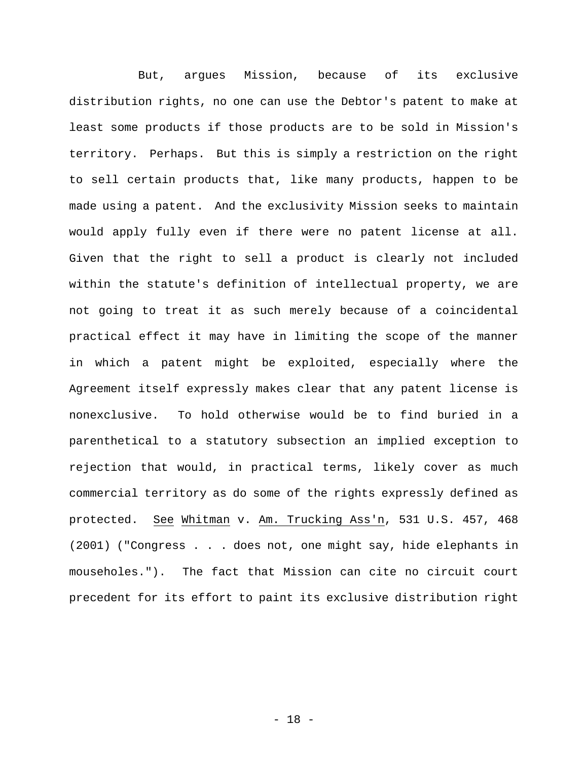But, argues Mission, because of its exclusive distribution rights, no one can use the Debtor's patent to make at least some products if those products are to be sold in Mission's territory. Perhaps. But this is simply a restriction on the right to sell certain products that, like many products, happen to be made using a patent. And the exclusivity Mission seeks to maintain would apply fully even if there were no patent license at all. Given that the right to sell a product is clearly not included within the statute's definition of intellectual property, we are not going to treat it as such merely because of a coincidental practical effect it may have in limiting the scope of the manner in which a patent might be exploited, especially where the Agreement itself expressly makes clear that any patent license is nonexclusive. To hold otherwise would be to find buried in a parenthetical to a statutory subsection an implied exception to rejection that would, in practical terms, likely cover as much commercial territory as do some of the rights expressly defined as protected. See Whitman v. Am. Trucking Ass'n, 531 U.S. 457, 468 (2001) ("Congress . . . does not, one might say, hide elephants in mouseholes."). The fact that Mission can cite no circuit court precedent for its effort to paint its exclusive distribution right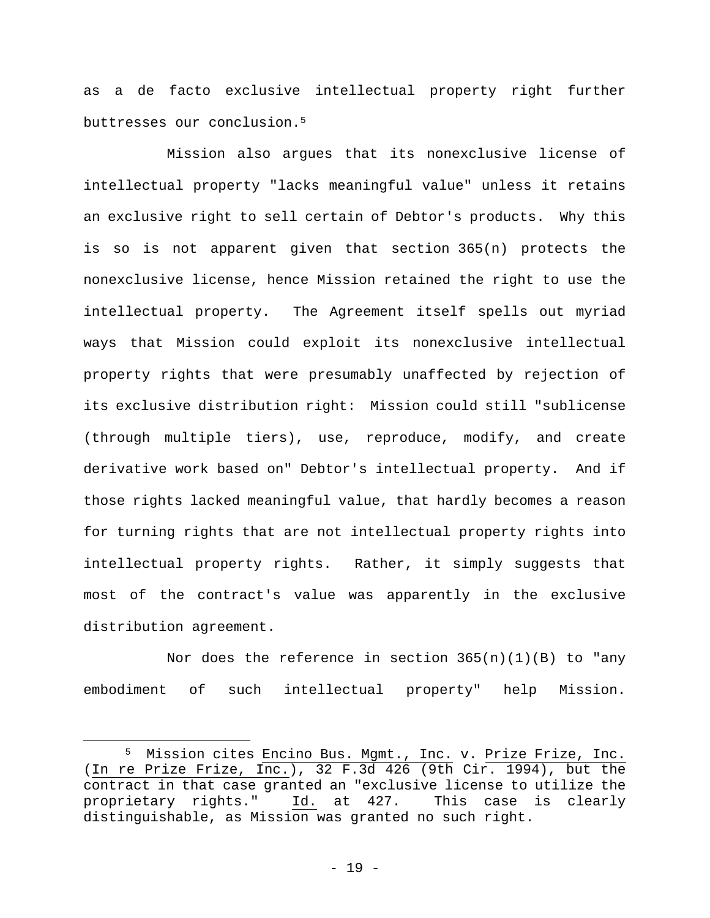as a de facto exclusive intellectual property right further buttresses our conclusion.[5]

Mission also argues that its nonexclusive license of intellectual property "lacks meaningful value" unless it retains an exclusive right to sell certain of Debtor's products. Why this is so is not apparent given that section 365(n) protects the nonexclusive license, hence Mission retained the right to use the intellectual property. The Agreement itself spells out myriad ways that Mission could exploit its nonexclusive intellectual property rights that were presumably unaffected by rejection of its exclusive distribution right: Mission could still "sublicense (through multiple tiers), use, reproduce, modify, and create derivative work based on" Debtor's intellectual property. And if those rights lacked meaningful value, that hardly becomes a reason for turning rights that are not intellectual property rights into intellectual property rights. Rather, it simply suggests that most of the contract's value was apparently in the exclusive distribution agreement.

Nor does the reference in section 365(n)(1)(B) to "any embodiment of such intellectual property" help Mission.

---

[5] Mission cites Encino Bus. Mgmt., Inc. v. Prize Frize, Inc. (In re Prize Frize, Inc.), 32 F.3d 426 (9th Cir. 1994), but the contract in that case granted an "exclusive license to utilize the proprietary rights." Id. at 427. This case is clearly distinguishable, as Mission was granted no such right.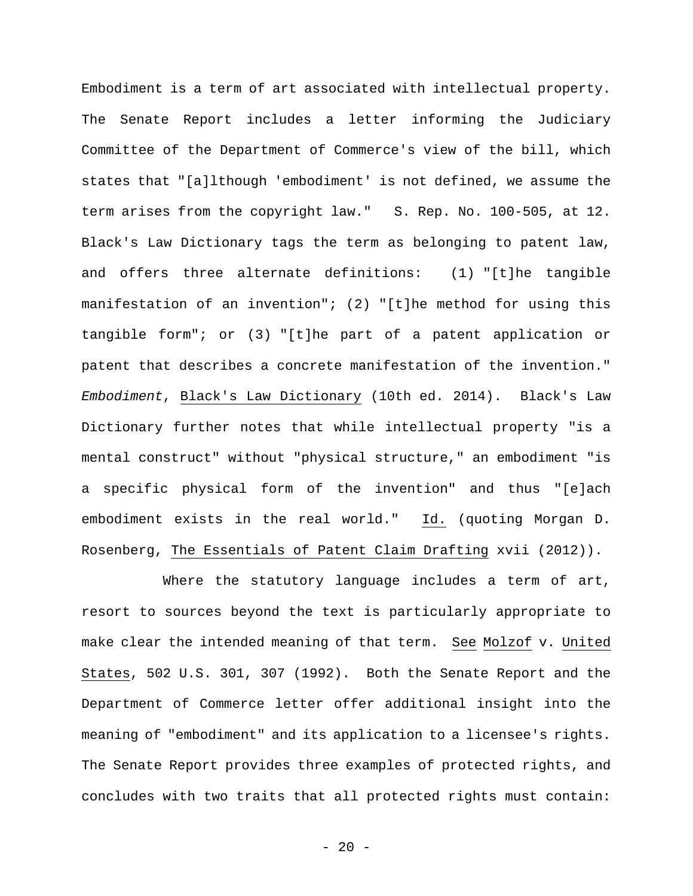Embodiment is a term of art associated with intellectual property. The Senate Report includes a letter informing the Judiciary Committee of the Department of Commerce's view of the bill, which states that "[a]lthough 'embodiment' is not defined, we assume the term arises from the copyright law." S. Rep. No. 100-505, at 12. Black's Law Dictionary tags the term as belonging to patent law, and offers three alternate definitions: (1) "[t]he tangible manifestation of an invention"; (2) "[t]he method for using this tangible form"; or (3) "[t]he part of a patent application or patent that describes a concrete manifestation of the invention." *Embodiment*, Black's Law Dictionary (10th ed. 2014). Black's Law Dictionary further notes that while intellectual property "is a mental construct" without "physical structure," an embodiment "is a specific physical form of the invention" and thus "[e]ach embodiment exists in the real world." Id. (quoting Morgan D. Rosenberg, The Essentials of Patent Claim Drafting xvii (2012)).

Where the statutory language includes a term of art, resort to sources beyond the text is particularly appropriate to make clear the intended meaning of that term. See Molzof v. United States, 502 U.S. 301, 307 (1992). Both the Senate Report and the Department of Commerce letter offer additional insight into the meaning of "embodiment" and its application to a licensee's rights. The Senate Report provides three examples of protected rights, and concludes with two traits that all protected rights must contain: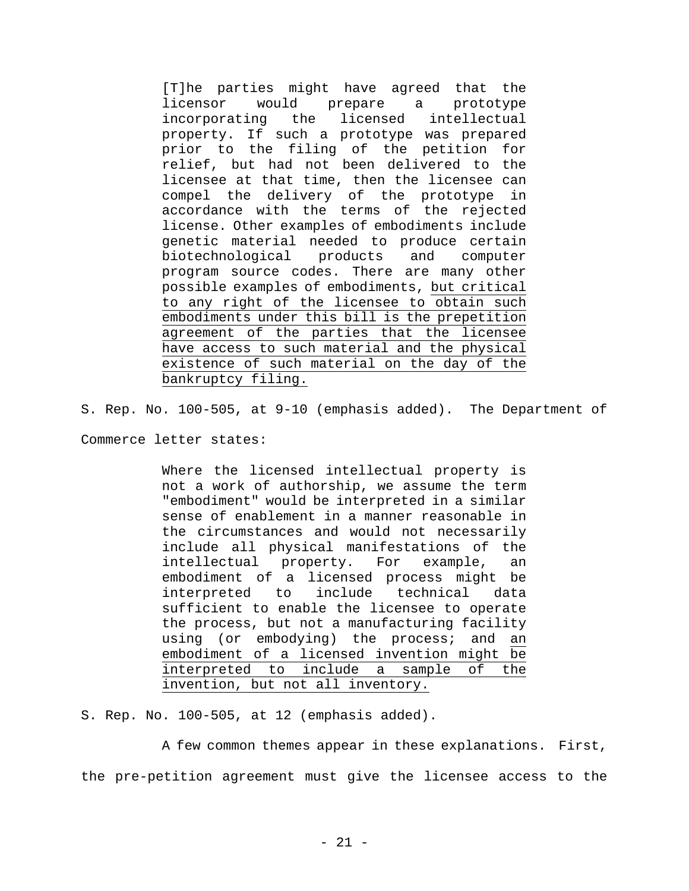> [T]he parties might have agreed that the licensor would prepare a prototype incorporating the licensed intellectual property. If such a prototype was prepared prior to the filing of the petition for relief, but had not been delivered to the licensee at that time, then the licensee can compel the delivery of the prototype in accordance with the terms of the rejected license. Other examples of embodiments include genetic material needed to produce certain biotechnological products and computer program source codes. There are many other possible examples of embodiments, <u>but critical to any right of the licensee to obtain such embodiments under this bill is the prepetition agreement of the parties that the licensee have access to such material and the physical existence of such material on the day of the bankruptcy filing.</u>

S. Rep. No. 100-505, at 9-10 (emphasis added). The Department of Commerce letter states:

> Where the licensed intellectual property is not a work of authorship, we assume the term "embodiment" would be interpreted in a similar sense of enablement in a manner reasonable in the circumstances and would not necessarily include all physical manifestations of the intellectual property. For example, an embodiment of a licensed process might be interpreted to include technical data sufficient to enable the licensee to operate the process, but not a manufacturing facility using (or embodying) the process; and <u>an embodiment of a licensed invention might be interpreted to include a sample of the invention, but not all inventory.</u>

S. Rep. No. 100-505, at 12 (emphasis added).

A few common themes appear in these explanations. First, the pre-petition agreement must give the licensee access to the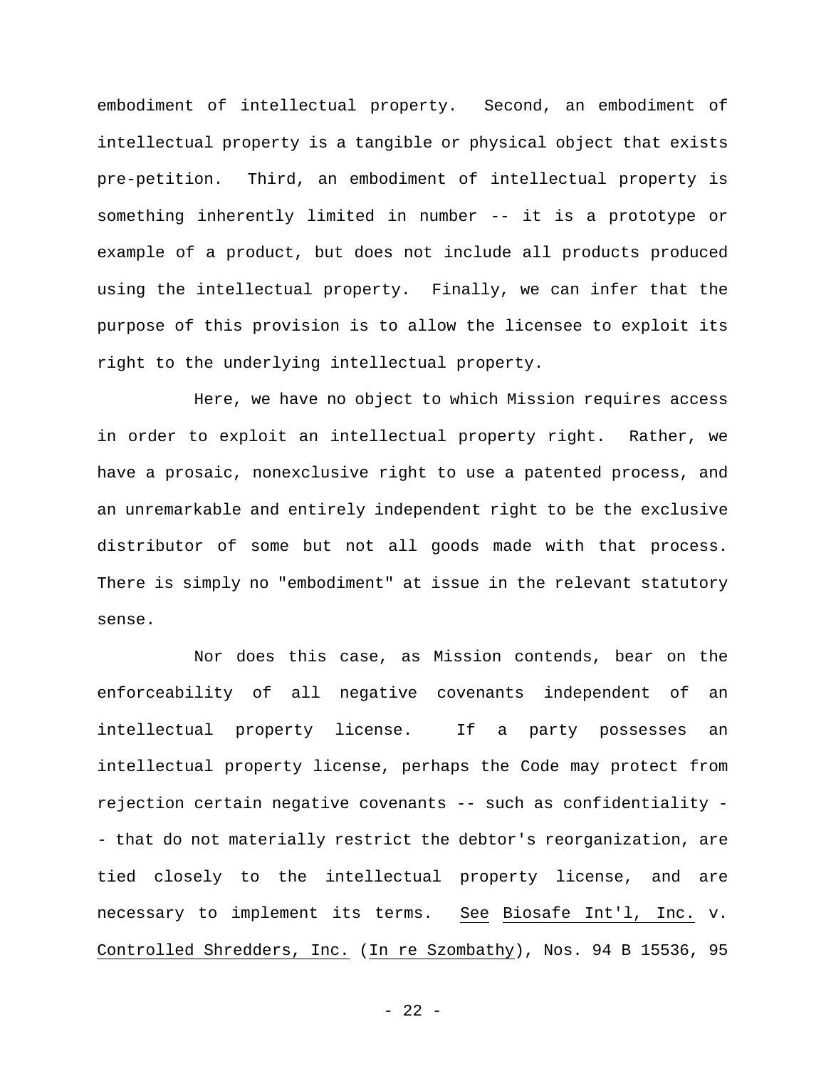embodiment of intellectual property. Second, an embodiment of intellectual property is a tangible or physical object that exists pre-petition. Third, an embodiment of intellectual property is something inherently limited in number -- it is a prototype or example of a product, but does not include all products produced using the intellectual property. Finally, we can infer that the purpose of this provision is to allow the licensee to exploit its right to the underlying intellectual property.

Here, we have no object to which Mission requires access in order to exploit an intellectual property right. Rather, we have a prosaic, nonexclusive right to use a patented process, and an unremarkable and entirely independent right to be the exclusive distributor of some but not all goods made with that process. There is simply no "embodiment" at issue in the relevant statutory sense.

Nor does this case, as Mission contends, bear on the enforceability of all negative covenants independent of an intellectual property license. If a party possesses an intellectual property license, perhaps the Code may protect from rejection certain negative covenants -- such as confidentiality -- that do not materially restrict the debtor's reorganization, are tied closely to the intellectual property license, and are necessary to implement its terms. See Biosafe Int'l, Inc. v. Controlled Shredders, Inc. (In re Szombathy), Nos. 94 B 15536, 95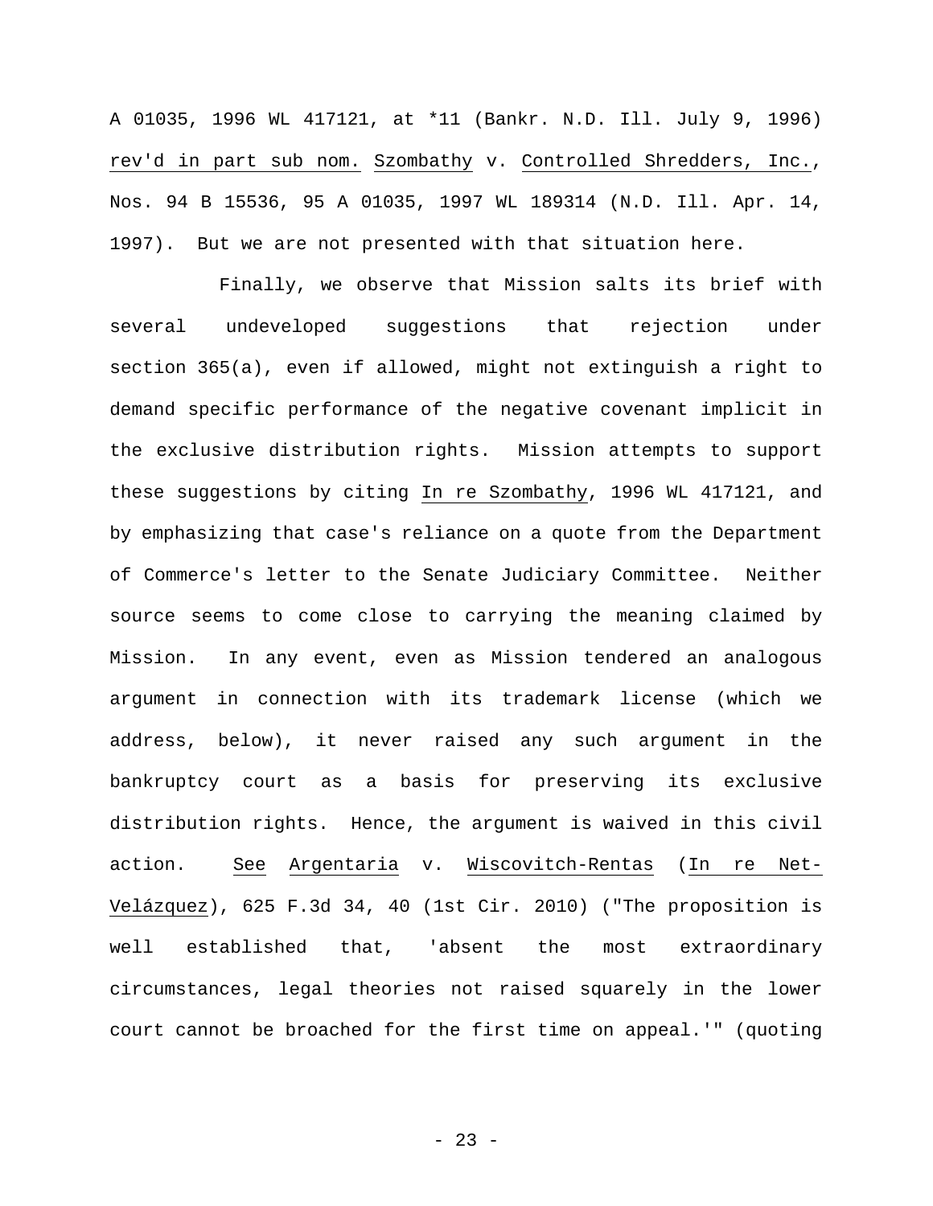A 01035, 1996 WL 417121, at *11 (Bankr. N.D. Ill. July 9, 1996) rev'd in part sub nom. Szombathy v. Controlled Shredders, Inc., Nos. 94 B 15536, 95 A 01035, 1997 WL 189314 (N.D. Ill. Apr. 14, 1997). But we are not presented with that situation here.

Finally, we observe that Mission salts its brief with several undeveloped suggestions that rejection under section 365(a), even if allowed, might not extinguish a right to demand specific performance of the negative covenant implicit in the exclusive distribution rights. Mission attempts to support these suggestions by citing In re Szombathy, 1996 WL 417121, and by emphasizing that case's reliance on a quote from the Department of Commerce's letter to the Senate Judiciary Committee. Neither source seems to come close to carrying the meaning claimed by Mission. In any event, even as Mission tendered an analogous argument in connection with its trademark license (which we address, below), it never raised any such argument in the bankruptcy court as a basis for preserving its exclusive distribution rights. Hence, the argument is waived in this civil action. See Argentaria v. Wiscovitch-Rentas (In re Net-Velázquez), 625 F.3d 34, 40 (1st Cir. 2010) ("The proposition is well established that, 'absent the most extraordinary circumstances, legal theories not raised squarely in the lower court cannot be broached for the first time on appeal.'" (quoting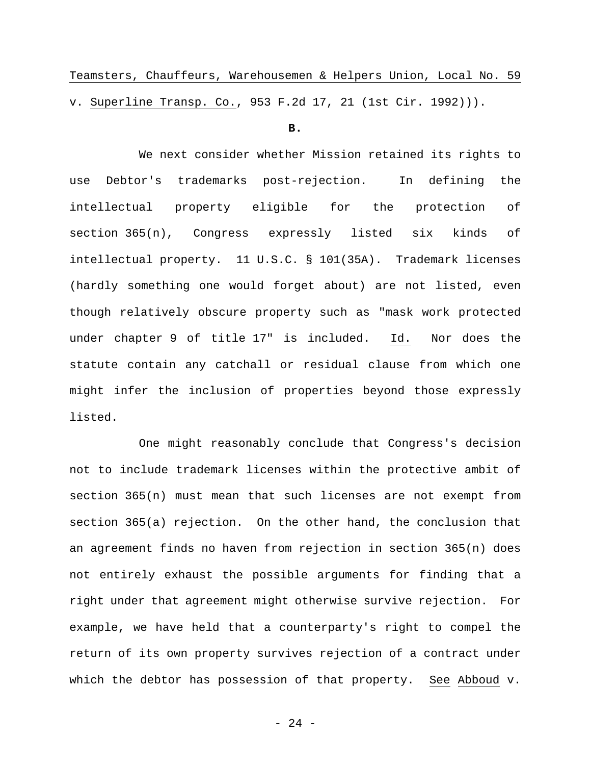Teamsters, Chauffeurs, Warehousemen & Helpers Union, Local No. 59 v. Superline Transp. Co., 953 F.2d 17, 21 (1st Cir. 1992))).

**B.**

We next consider whether Mission retained its rights to use Debtor's trademarks post-rejection. In defining the intellectual property eligible for the protection of section 365(n), Congress expressly listed six kinds of intellectual property. 11 U.S.C. § 101(35A). Trademark licenses (hardly something one would forget about) are not listed, even though relatively obscure property such as "mask work protected under chapter 9 of title 17" is included. Id. Nor does the statute contain any catchall or residual clause from which one might infer the inclusion of properties beyond those expressly listed.

One might reasonably conclude that Congress's decision not to include trademark licenses within the protective ambit of section 365(n) must mean that such licenses are not exempt from section 365(a) rejection. On the other hand, the conclusion that an agreement finds no haven from rejection in section 365(n) does not entirely exhaust the possible arguments for finding that a right under that agreement might otherwise survive rejection. For example, we have held that a counterparty's right to compel the return of its own property survives rejection of a contract under which the debtor has possession of that property. See Abboud v.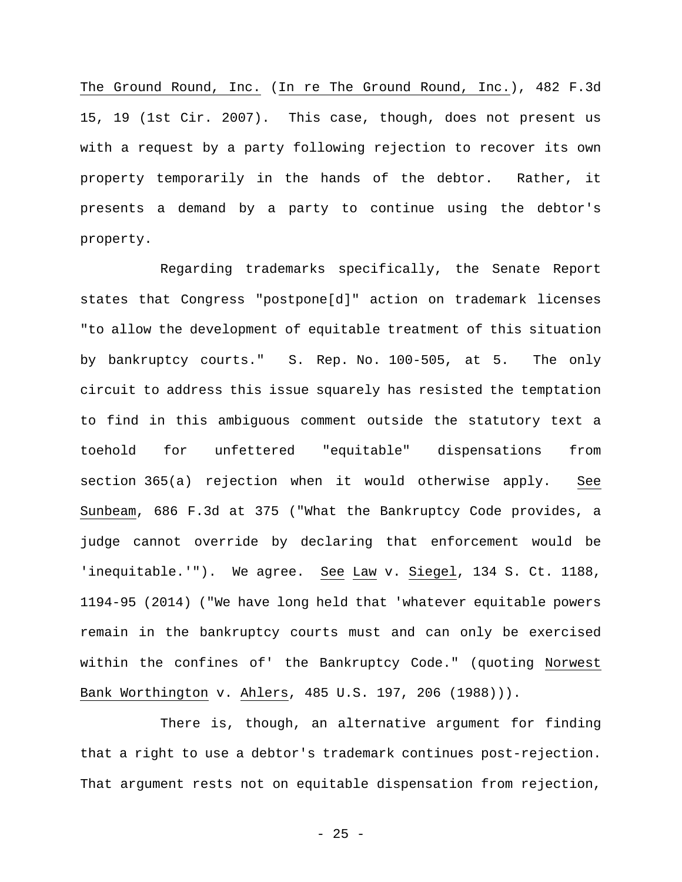*The Ground Round, Inc.* (*In re The Ground Round, Inc.*), 482 F.3d 15, 19 (1st Cir. 2007). This case, though, does not present us with a request by a party following rejection to recover its own property temporarily in the hands of the debtor. Rather, it presents a demand by a party to continue using the debtor's property.

Regarding trademarks specifically, the Senate Report states that Congress "postpone[d]" action on trademark licenses "to allow the development of equitable treatment of this situation by bankruptcy courts." S. Rep. No. 100-505, at 5. The only circuit to address this issue squarely has resisted the temptation to find in this ambiguous comment outside the statutory text a toehold for unfettered "equitable" dispensations from section 365(a) rejection when it would otherwise apply. *See* *Sunbeam*, 686 F.3d at 375 ("What the Bankruptcy Code provides, a judge cannot override by declaring that enforcement would be 'inequitable.'"). We agree. *See* *Law* v. *Siegel*, 134 S. Ct. 1188, 1194-95 (2014) ("We have long held that 'whatever equitable powers remain in the bankruptcy courts must and can only be exercised within the confines of' the Bankruptcy Code." (quoting *Norwest Bank Worthington* v. *Ahlers*, 485 U.S. 197, 206 (1988))).

There is, though, an alternative argument for finding that a right to use a debtor's trademark continues post-rejection. That argument rests not on equitable dispensation from rejection,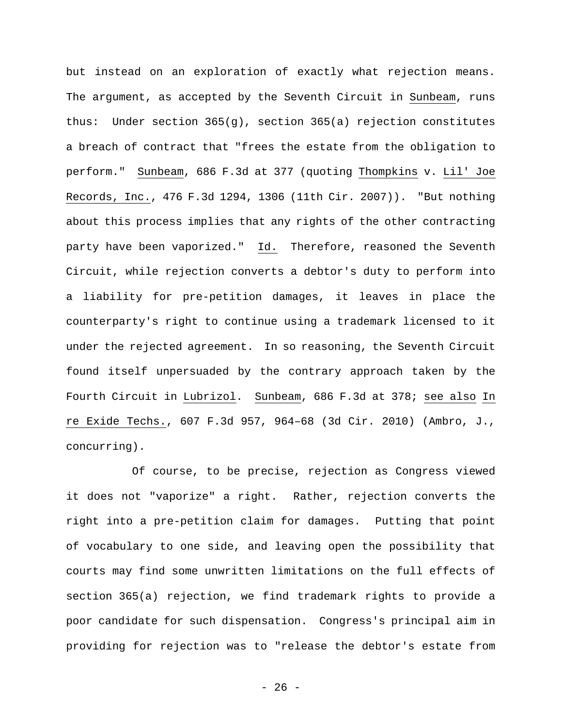but instead on an exploration of exactly what rejection means. The argument, as accepted by the Seventh Circuit in Sunbeam, runs thus: Under section 365(g), section 365(a) rejection constitutes a breach of contract that "frees the estate from the obligation to perform." Sunbeam, 686 F.3d at 377 (quoting Thompkins v. Lil' Joe Records, Inc., 476 F.3d 1294, 1306 (11th Cir. 2007)). "But nothing about this process implies that any rights of the other contracting party have been vaporized." Id. Therefore, reasoned the Seventh Circuit, while rejection converts a debtor's duty to perform into a liability for pre-petition damages, it leaves in place the counterparty's right to continue using a trademark licensed to it under the rejected agreement. In so reasoning, the Seventh Circuit found itself unpersuaded by the contrary approach taken by the Fourth Circuit in Lubrizol. Sunbeam, 686 F.3d at 378; see also In re Exide Techs., 607 F.3d 957, 964–68 (3d Cir. 2010) (Ambro, J., concurring).

Of course, to be precise, rejection as Congress viewed it does not "vaporize" a right. Rather, rejection converts the right into a pre-petition claim for damages. Putting that point of vocabulary to one side, and leaving open the possibility that courts may find some unwritten limitations on the full effects of section 365(a) rejection, we find trademark rights to provide a poor candidate for such dispensation. Congress's principal aim in providing for rejection was to "release the debtor's estate from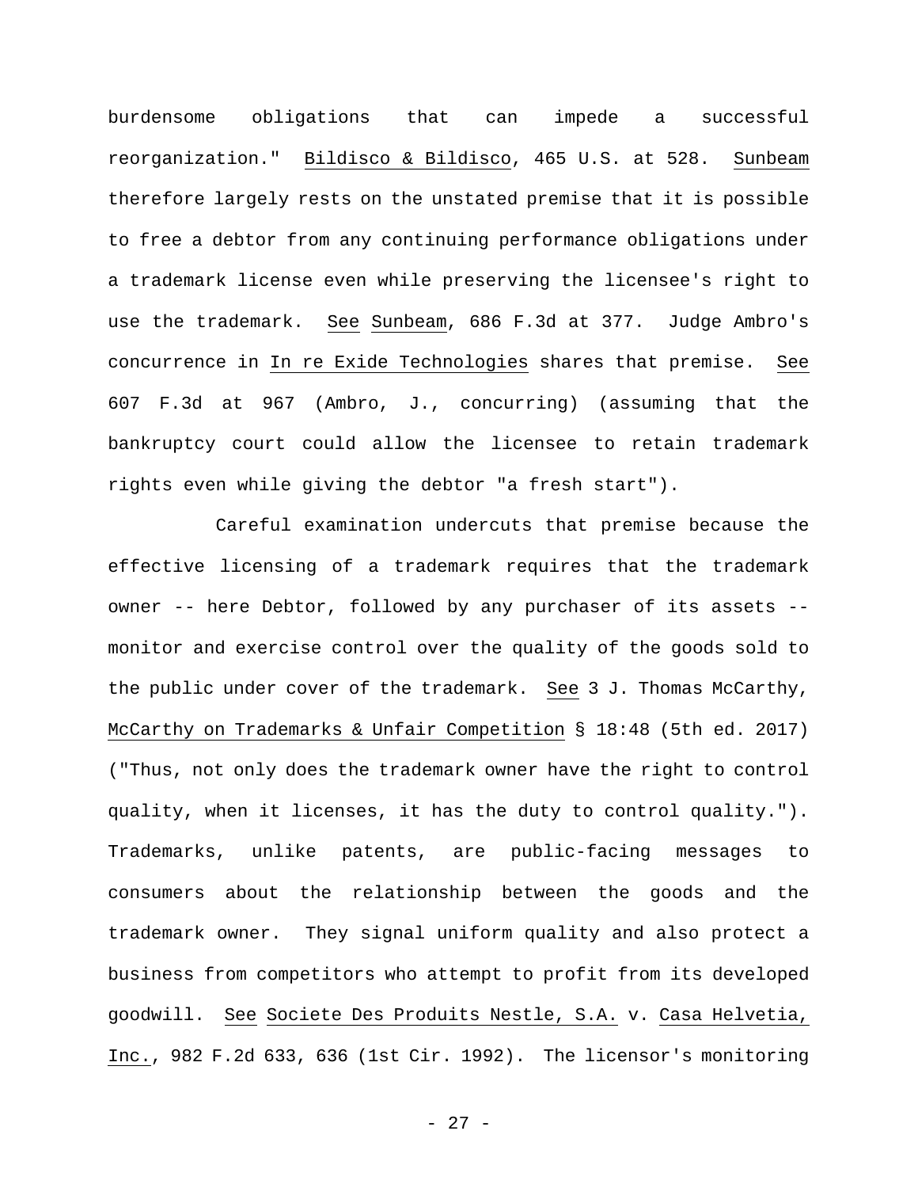burdensome obligations that can impede a successful reorganization." Bildisco & Bildisco, 465 U.S. at 528. Sunbeam therefore largely rests on the unstated premise that it is possible to free a debtor from any continuing performance obligations under a trademark license even while preserving the licensee's right to use the trademark. See Sunbeam, 686 F.3d at 377. Judge Ambro's concurrence in In re Exide Technologies shares that premise. See 607 F.3d at 967 (Ambro, J., concurring) (assuming that the bankruptcy court could allow the licensee to retain trademark rights even while giving the debtor "a fresh start").

Careful examination undercuts that premise because the effective licensing of a trademark requires that the trademark owner -- here Debtor, followed by any purchaser of its assets -- monitor and exercise control over the quality of the goods sold to the public under cover of the trademark. See 3 J. Thomas McCarthy, McCarthy on Trademarks & Unfair Competition § 18:48 (5th ed. 2017) ("Thus, not only does the trademark owner have the right to control quality, when it licenses, it has the duty to control quality."). Trademarks, unlike patents, are public-facing messages to consumers about the relationship between the goods and the trademark owner. They signal uniform quality and also protect a business from competitors who attempt to profit from its developed goodwill. See Societe Des Produits Nestle, S.A. v. Casa Helvetia, Inc., 982 F.2d 633, 636 (1st Cir. 1992). The licensor's monitoring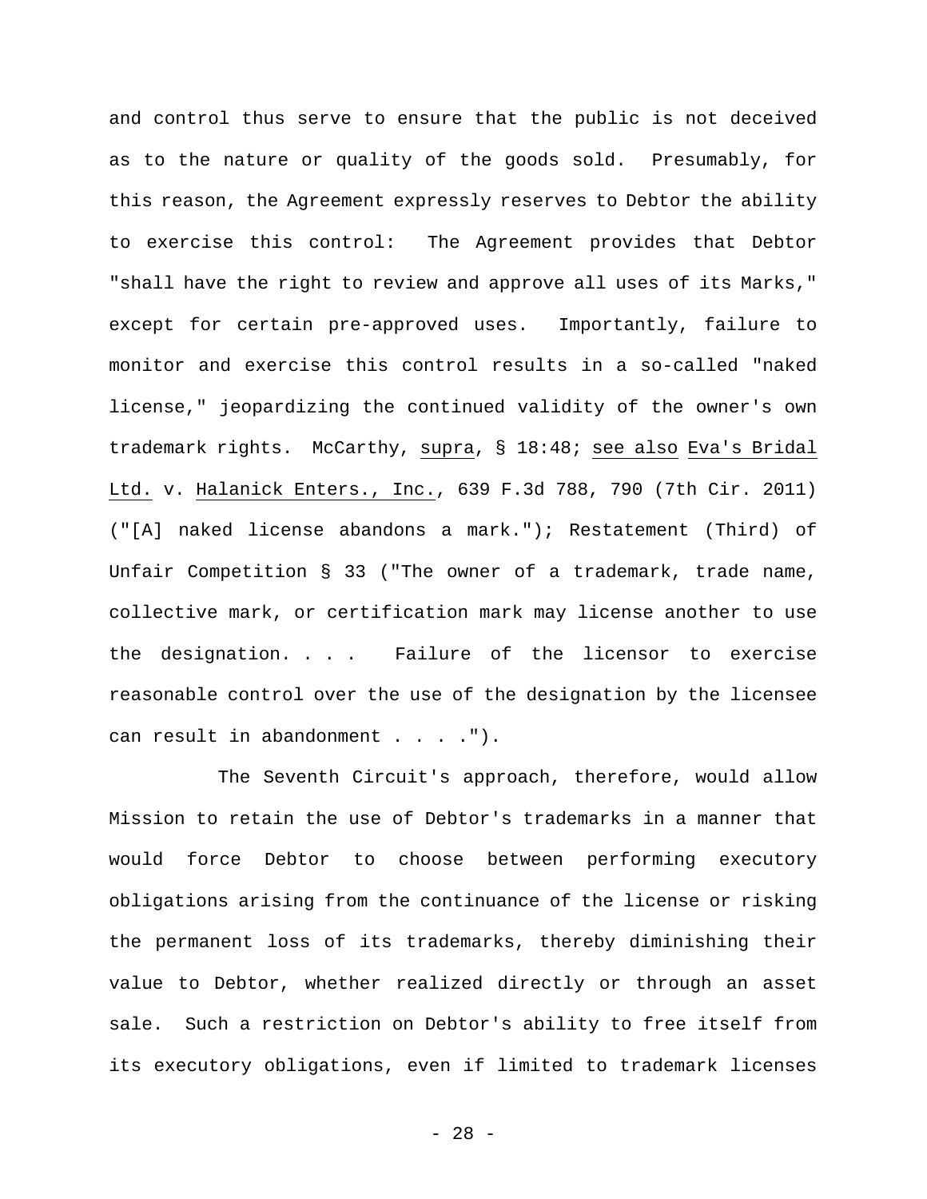and control thus serve to ensure that the public is not deceived as to the nature or quality of the goods sold. Presumably, for this reason, the Agreement expressly reserves to Debtor the ability to exercise this control: The Agreement provides that Debtor "shall have the right to review and approve all uses of its Marks," except for certain pre-approved uses. Importantly, failure to monitor and exercise this control results in a so-called "naked license," jeopardizing the continued validity of the owner's own trademark rights. McCarthy, supra, § 18:48; see also Eva's Bridal Ltd. v. Halanick Enters., Inc., 639 F.3d 788, 790 (7th Cir. 2011) ("[A] naked license abandons a mark."); Restatement (Third) of Unfair Competition § 33 ("The owner of a trademark, trade name, collective mark, or certification mark may license another to use the designation. . . . Failure of the licensor to exercise reasonable control over the use of the designation by the licensee can result in abandonment . . . .").

The Seventh Circuit's approach, therefore, would allow Mission to retain the use of Debtor's trademarks in a manner that would force Debtor to choose between performing executory obligations arising from the continuance of the license or risking the permanent loss of its trademarks, thereby diminishing their value to Debtor, whether realized directly or through an asset sale. Such a restriction on Debtor's ability to free itself from its executory obligations, even if limited to trademark licenses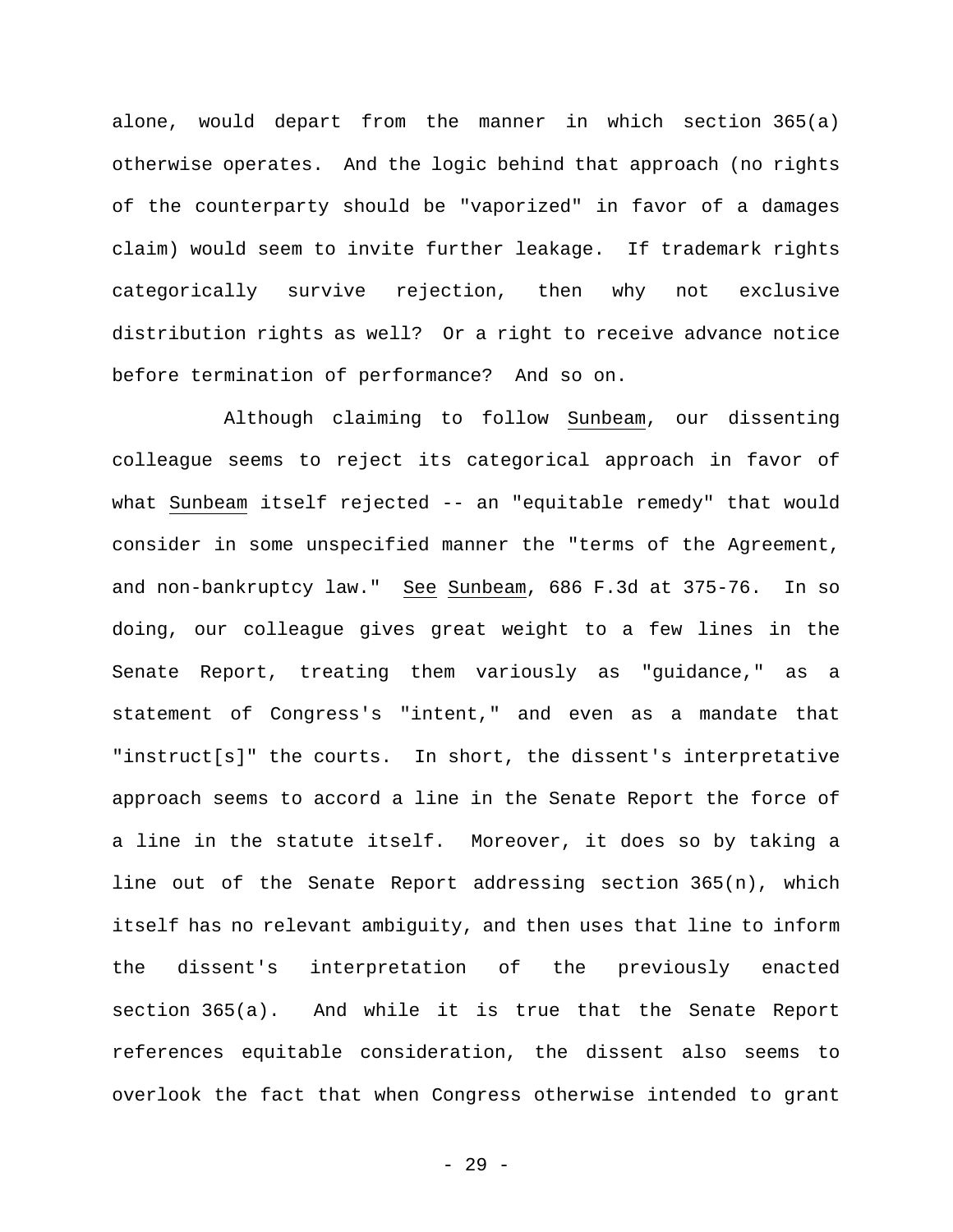alone, would depart from the manner in which section 365(a) otherwise operates. And the logic behind that approach (no rights of the counterparty should be "vaporized" in favor of a damages claim) would seem to invite further leakage. If trademark rights categorically survive rejection, then why not exclusive distribution rights as well? Or a right to receive advance notice before termination of performance? And so on.

Although claiming to follow Sunbeam, our dissenting colleague seems to reject its categorical approach in favor of what Sunbeam itself rejected -- an "equitable remedy" that would consider in some unspecified manner the "terms of the Agreement, and non-bankruptcy law." See Sunbeam, 686 F.3d at 375-76. In so doing, our colleague gives great weight to a few lines in the Senate Report, treating them variously as "guidance," as a statement of Congress's "intent," and even as a mandate that "instruct[s]" the courts. In short, the dissent's interpretative approach seems to accord a line in the Senate Report the force of a line in the statute itself. Moreover, it does so by taking a line out of the Senate Report addressing section 365(n), which itself has no relevant ambiguity, and then uses that line to inform the dissent's interpretation of the previously enacted section 365(a). And while it is true that the Senate Report references equitable consideration, the dissent also seems to overlook the fact that when Congress otherwise intended to grant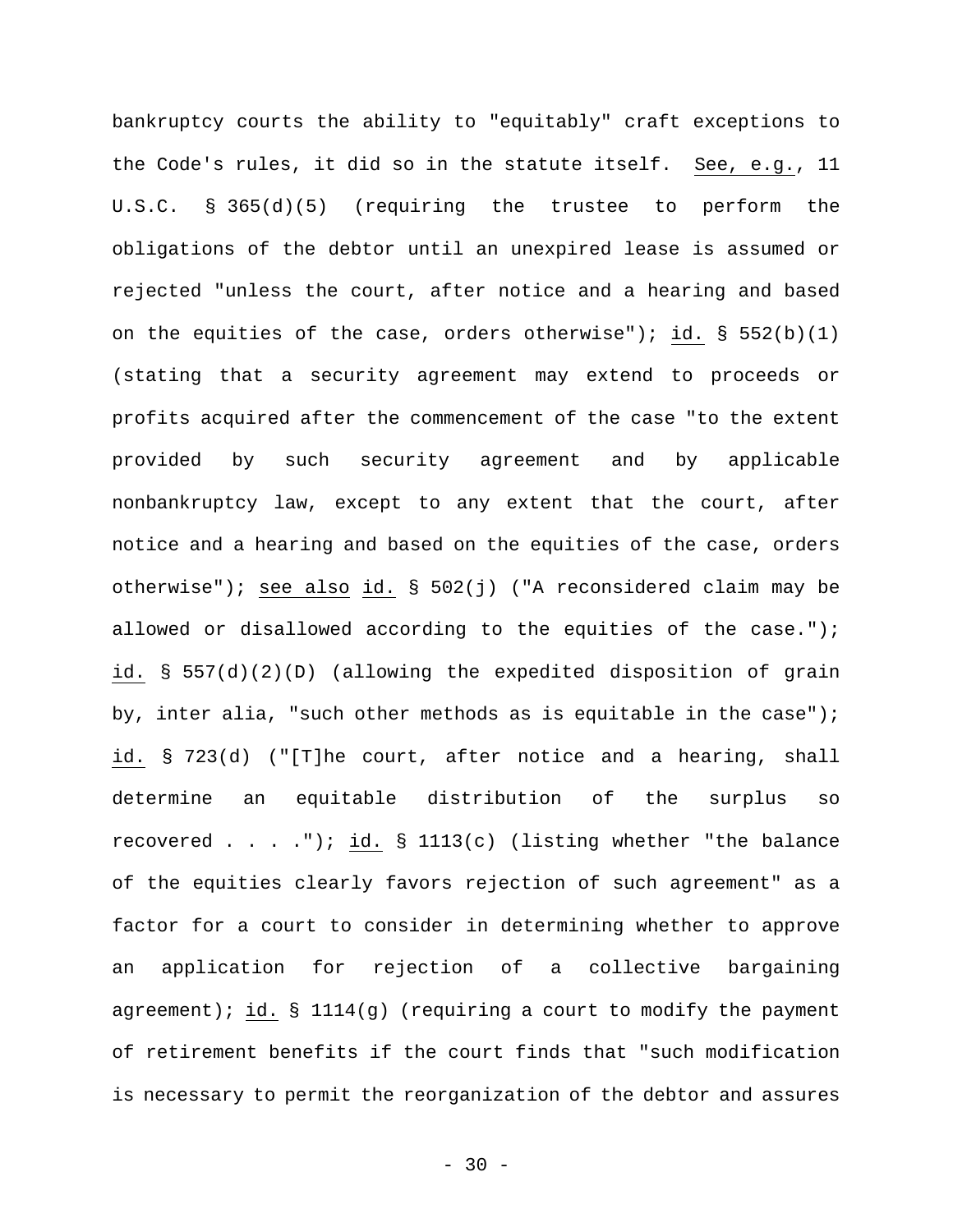bankruptcy courts the ability to "equitably" craft exceptions to the Code's rules, it did so in the statute itself. See, e.g., 11 U.S.C. § 365(d)(5) (requiring the trustee to perform the obligations of the debtor until an unexpired lease is assumed or rejected "unless the court, after notice and a hearing and based on the equities of the case, orders otherwise"); id. § 552(b)(1) (stating that a security agreement may extend to proceeds or profits acquired after the commencement of the case "to the extent provided by such security agreement and by applicable nonbankruptcy law, except to any extent that the court, after notice and a hearing and based on the equities of the case, orders otherwise"); see also id. § 502(j) ("A reconsidered claim may be allowed or disallowed according to the equities of the case."); id. § 557(d)(2)(D) (allowing the expedited disposition of grain by, inter alia, "such other methods as is equitable in the case"); id. § 723(d) ("[T]he court, after notice and a hearing, shall determine an equitable distribution of the surplus so recovered . . . ."); id. § 1113(c) (listing whether "the balance of the equities clearly favors rejection of such agreement" as a factor for a court to consider in determining whether to approve an application for rejection of a collective bargaining agreement); id. § 1114(g) (requiring a court to modify the payment of retirement benefits if the court finds that "such modification is necessary to permit the reorganization of the debtor and assures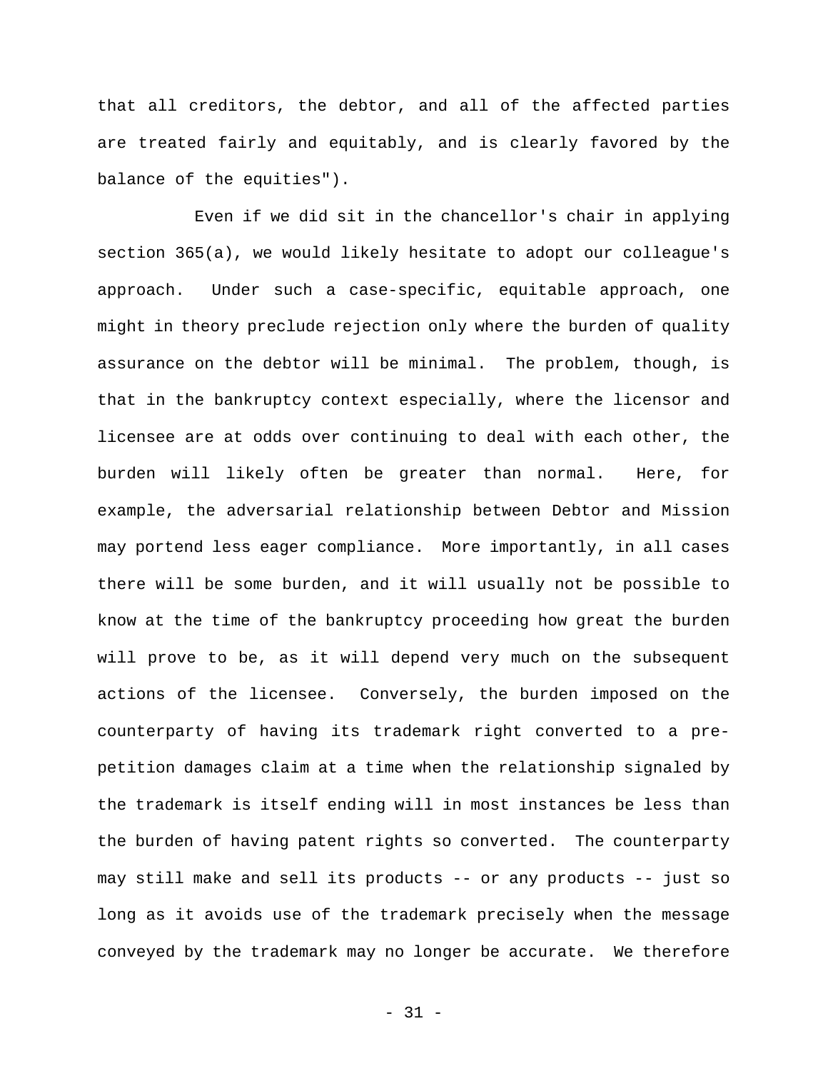that all creditors, the debtor, and all of the affected parties are treated fairly and equitably, and is clearly favored by the balance of the equities").

Even if we did sit in the chancellor's chair in applying section 365(a), we would likely hesitate to adopt our colleague's approach. Under such a case-specific, equitable approach, one might in theory preclude rejection only where the burden of quality assurance on the debtor will be minimal. The problem, though, is that in the bankruptcy context especially, where the licensor and licensee are at odds over continuing to deal with each other, the burden will likely often be greater than normal. Here, for example, the adversarial relationship between Debtor and Mission may portend less eager compliance. More importantly, in all cases there will be some burden, and it will usually not be possible to know at the time of the bankruptcy proceeding how great the burden will prove to be, as it will depend very much on the subsequent actions of the licensee. Conversely, the burden imposed on the counterparty of having its trademark right converted to a pre-petition damages claim at a time when the relationship signaled by the trademark is itself ending will in most instances be less than the burden of having patent rights so converted. The counterparty may still make and sell its products -- or any products -- just so long as it avoids use of the trademark precisely when the message conveyed by the trademark may no longer be accurate. We therefore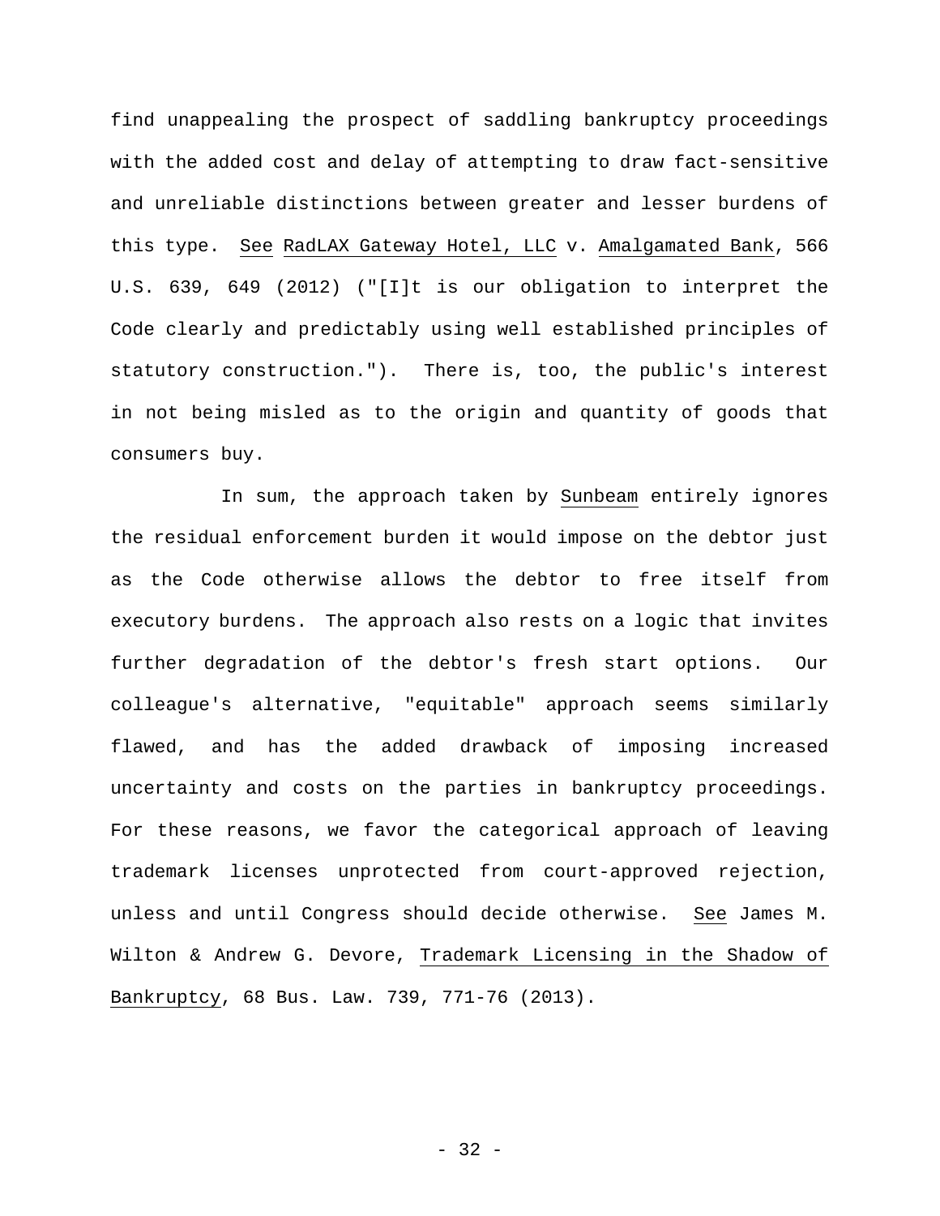find unappealing the prospect of saddling bankruptcy proceedings with the added cost and delay of attempting to draw fact-sensitive and unreliable distinctions between greater and lesser burdens of this type. See RadLAX Gateway Hotel, LLC v. Amalgamated Bank, 566 U.S. 639, 649 (2012) ("[I]t is our obligation to interpret the Code clearly and predictably using well established principles of statutory construction."). There is, too, the public's interest in not being misled as to the origin and quantity of goods that consumers buy.

In sum, the approach taken by Sunbeam entirely ignores the residual enforcement burden it would impose on the debtor just as the Code otherwise allows the debtor to free itself from executory burdens. The approach also rests on a logic that invites further degradation of the debtor's fresh start options. Our colleague's alternative, "equitable" approach seems similarly flawed, and has the added drawback of imposing increased uncertainty and costs on the parties in bankruptcy proceedings. For these reasons, we favor the categorical approach of leaving trademark licenses unprotected from court-approved rejection, unless and until Congress should decide otherwise. See James M. Wilton & Andrew G. Devore, Trademark Licensing in the Shadow of Bankruptcy, 68 Bus. Law. 739, 771-76 (2013).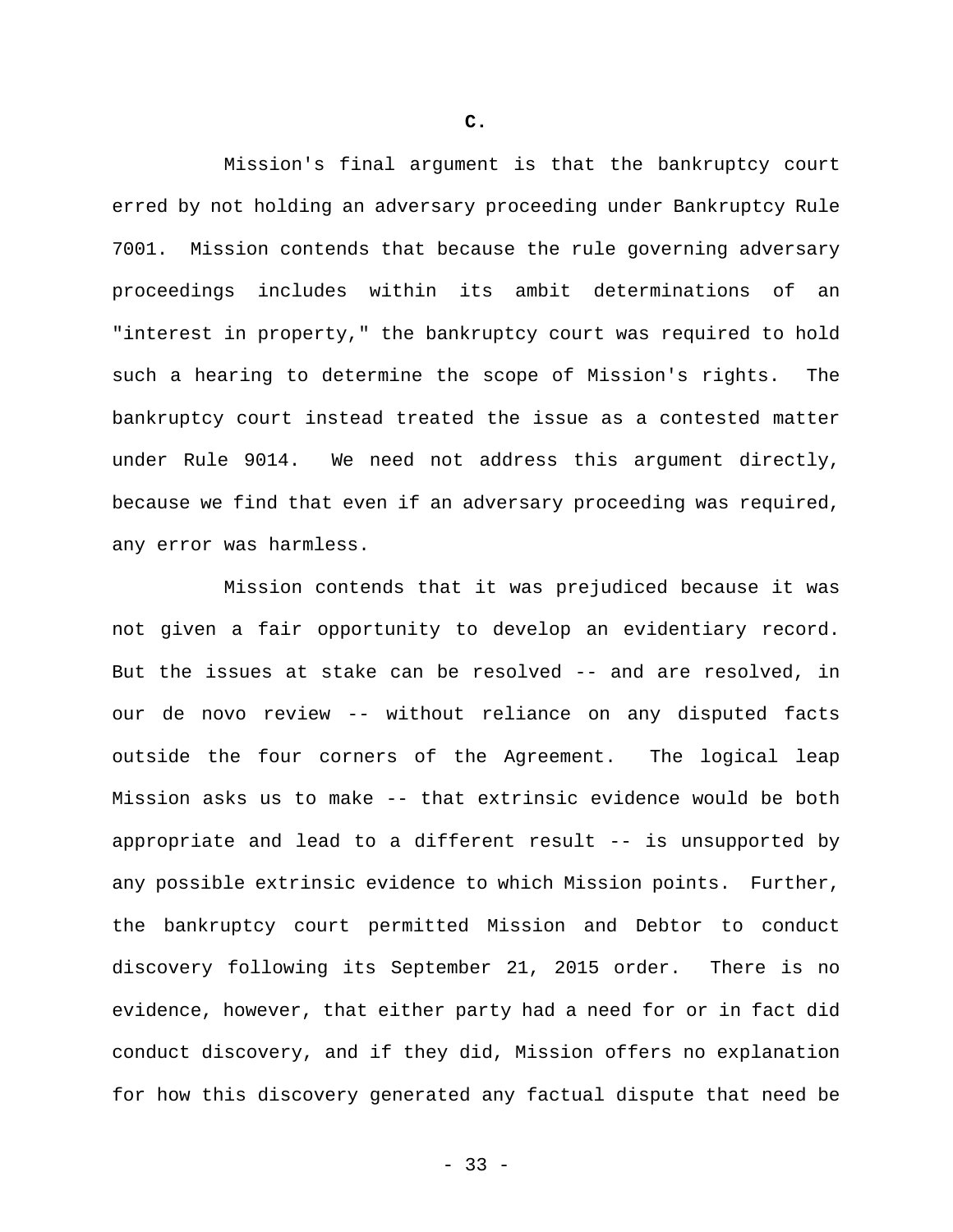### C.

Mission's final argument is that the bankruptcy court erred by not holding an adversary proceeding under Bankruptcy Rule 7001. Mission contends that because the rule governing adversary proceedings includes within its ambit determinations of an "interest in property," the bankruptcy court was required to hold such a hearing to determine the scope of Mission's rights. The bankruptcy court instead treated the issue as a contested matter under Rule 9014. We need not address this argument directly, because we find that even if an adversary proceeding was required, any error was harmless.

Mission contends that it was prejudiced because it was not given a fair opportunity to develop an evidentiary record. But the issues at stake can be resolved -- and are resolved, in our de novo review -- without reliance on any disputed facts outside the four corners of the Agreement. The logical leap Mission asks us to make -- that extrinsic evidence would be both appropriate and lead to a different result -- is unsupported by any possible extrinsic evidence to which Mission points. Further, the bankruptcy court permitted Mission and Debtor to conduct discovery following its September 21, 2015 order. There is no evidence, however, that either party had a need for or in fact did conduct discovery, and if they did, Mission offers no explanation for how this discovery generated any factual dispute that need be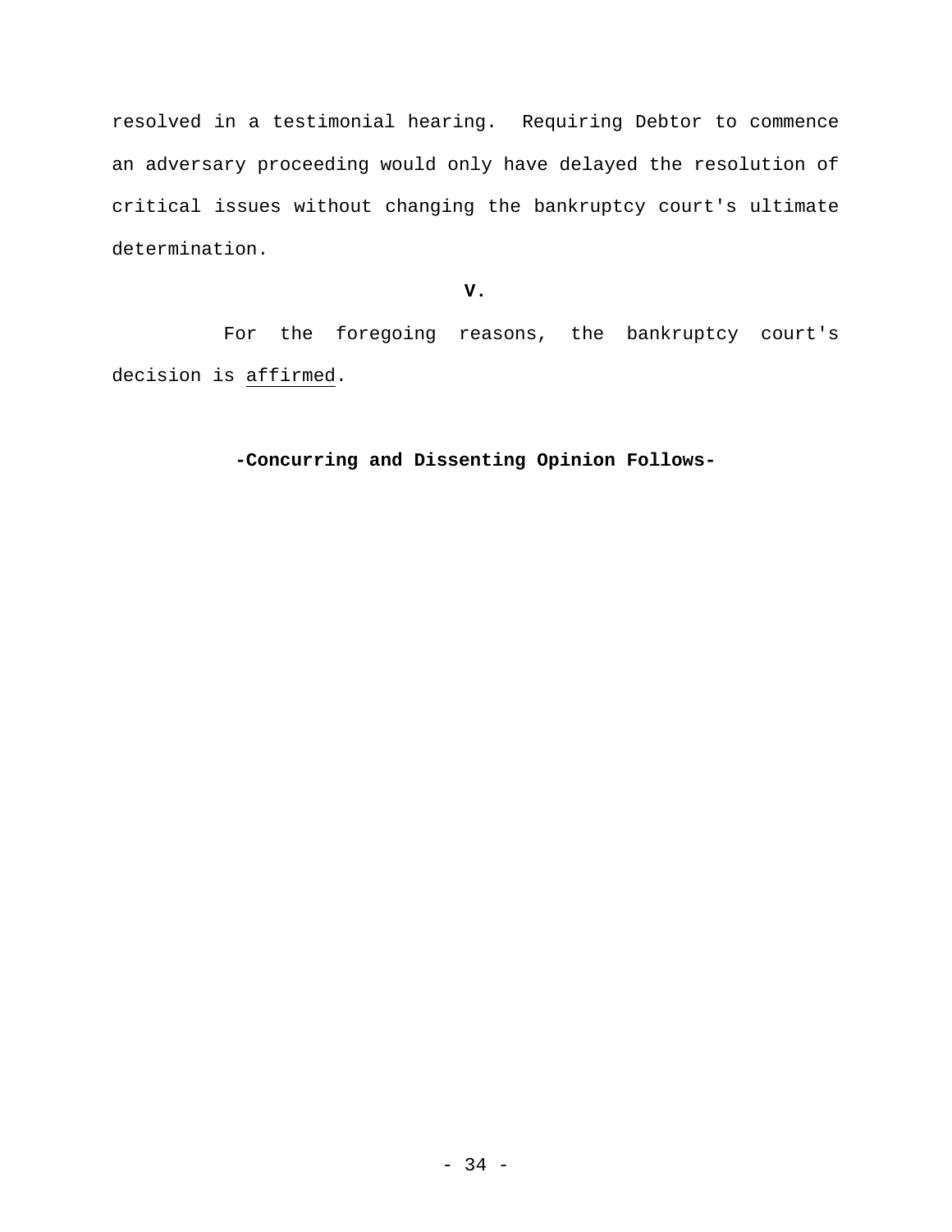resolved in a testimonial hearing. Requiring Debtor to commence an adversary proceeding would only have delayed the resolution of critical issues without changing the bankruptcy court's ultimate determination.

## V.

For the foregoing reasons, the bankruptcy court's decision is affirmed.

**-Concurring and Dissenting Opinion Follows-**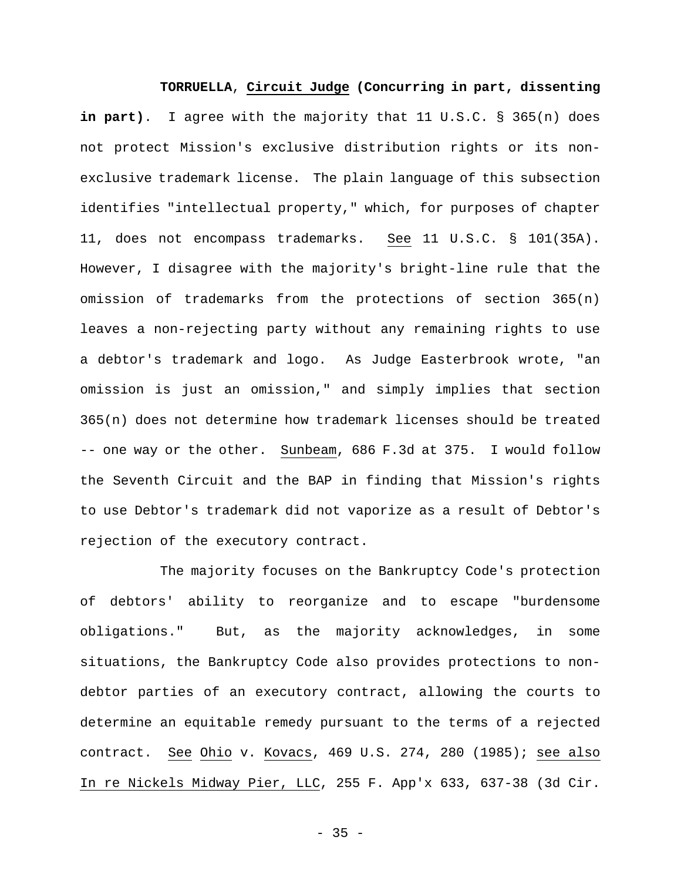**TORRUELLA**, Circuit Judge **(Concurring in part, dissenting in part)**. I agree with the majority that 11 U.S.C. § 365(n) does not protect Mission's exclusive distribution rights or its non-exclusive trademark license. The plain language of this subsection identifies "intellectual property," which, for purposes of chapter 11, does not encompass trademarks. See 11 U.S.C. § 101(35A). However, I disagree with the majority's bright-line rule that the omission of trademarks from the protections of section 365(n) leaves a non-rejecting party without any remaining rights to use a debtor's trademark and logo. As Judge Easterbrook wrote, "an omission is just an omission," and simply implies that section 365(n) does not determine how trademark licenses should be treated -- one way or the other. Sunbeam, 686 F.3d at 375. I would follow the Seventh Circuit and the BAP in finding that Mission's rights to use Debtor's trademark did not vaporize as a result of Debtor's rejection of the executory contract.

The majority focuses on the Bankruptcy Code's protection of debtors' ability to reorganize and to escape "burdensome obligations." But, as the majority acknowledges, in some situations, the Bankruptcy Code also provides protections to non-debtor parties of an executory contract, allowing the courts to determine an equitable remedy pursuant to the terms of a rejected contract. See Ohio v. Kovacs, 469 U.S. 274, 280 (1985); see also In re Nickels Midway Pier, LLC, 255 F. App'x 633, 637-38 (3d Cir.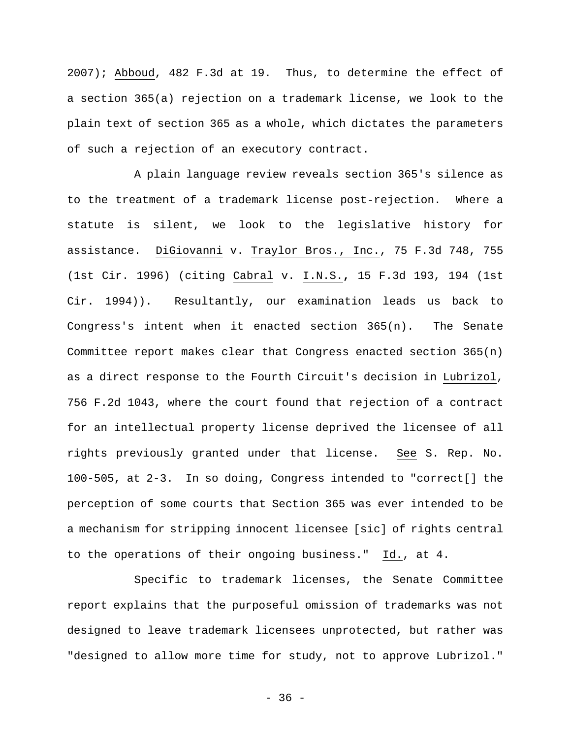2007); Abboud, 482 F.3d at 19. Thus, to determine the effect of a section 365(a) rejection on a trademark license, we look to the plain text of section 365 as a whole, which dictates the parameters of such a rejection of an executory contract.

A plain language review reveals section 365's silence as to the treatment of a trademark license post-rejection. Where a statute is silent, we look to the legislative history for assistance. DiGiovanni v. Traylor Bros., Inc., 75 F.3d 748, 755 (1st Cir. 1996) (citing Cabral v. I.N.S., 15 F.3d 193, 194 (1st Cir. 1994)). Resultantly, our examination leads us back to Congress's intent when it enacted section 365(n). The Senate Committee report makes clear that Congress enacted section 365(n) as a direct response to the Fourth Circuit's decision in Lubrizol, 756 F.2d 1043, where the court found that rejection of a contract for an intellectual property license deprived the licensee of all rights previously granted under that license. See S. Rep. No. 100-505, at 2-3. In so doing, Congress intended to "correct[] the perception of some courts that Section 365 was ever intended to be a mechanism for stripping innocent licensee [sic] of rights central to the operations of their ongoing business." Id., at 4.

Specific to trademark licenses, the Senate Committee report explains that the purposeful omission of trademarks was not designed to leave trademark licensees unprotected, but rather was "designed to allow more time for study, not to approve Lubrizol."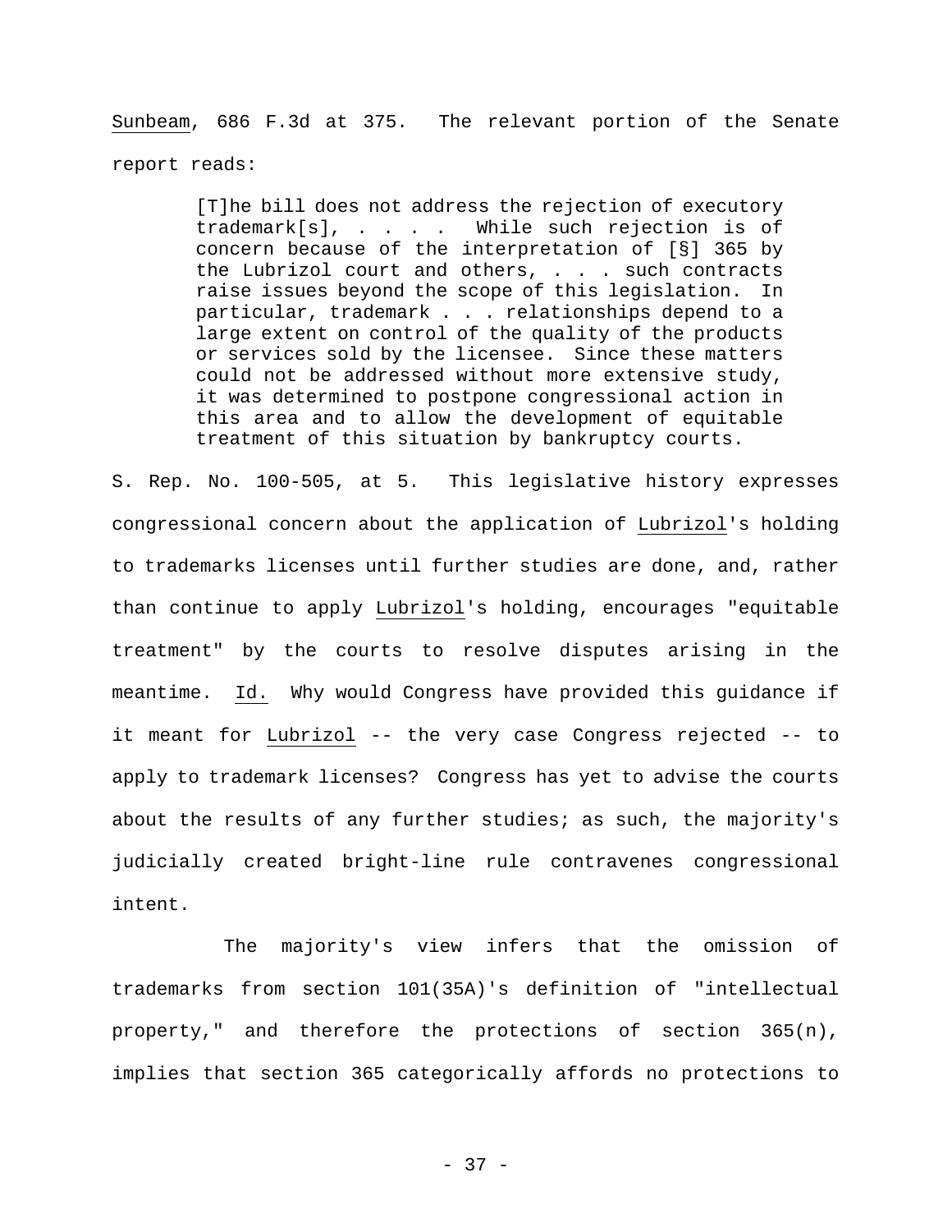*Sunbeam*, 686 F.3d at 375. The relevant portion of the Senate report reads:

> [T]he bill does not address the rejection of executory trademark[s], . . . . While such rejection is of concern because of the interpretation of [§] 365 by the Lubrizol court and others, . . . such contracts raise issues beyond the scope of this legislation. In particular, trademark . . . relationships depend to a large extent on control of the quality of the products or services sold by the licensee. Since these matters could not be addressed without more extensive study, it was determined to postpone congressional action in this area and to allow the development of equitable treatment of this situation by bankruptcy courts.

S. Rep. No. 100-505, at 5. This legislative history expresses congressional concern about the application of *Lubrizol*'s holding to trademarks licenses until further studies are done, and, rather than continue to apply *Lubrizol*'s holding, encourages "equitable treatment" by the courts to resolve disputes arising in the meantime. *Id.* Why would Congress have provided this guidance if it meant for *Lubrizol* -- the very case Congress rejected -- to apply to trademark licenses? Congress has yet to advise the courts about the results of any further studies; as such, the majority's judicially created bright-line rule contravenes congressional intent.

The majority's view infers that the omission of trademarks from section 101(35A)'s definition of "intellectual property," and therefore the protections of section 365(n), implies that section 365 categorically affords no protections to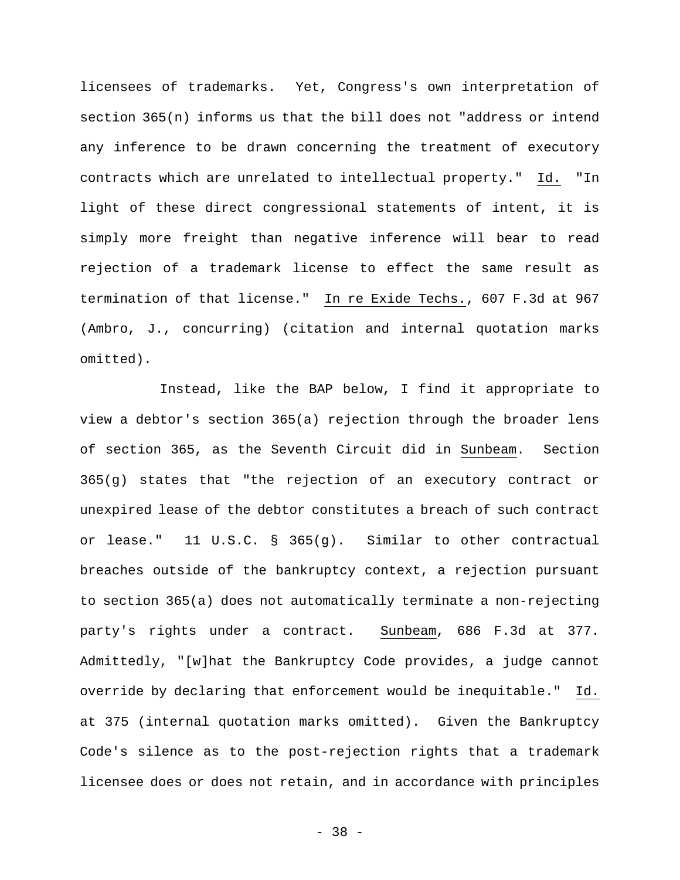licensees of trademarks. Yet, Congress's own interpretation of section 365(n) informs us that the bill does not "address or intend any inference to be drawn concerning the treatment of executory contracts which are unrelated to intellectual property." Id. "In light of these direct congressional statements of intent, it is simply more freight than negative inference will bear to read rejection of a trademark license to effect the same result as termination of that license." In re Exide Techs., 607 F.3d at 967 (Ambro, J., concurring) (citation and internal quotation marks omitted).

Instead, like the BAP below, I find it appropriate to view a debtor's section 365(a) rejection through the broader lens of section 365, as the Seventh Circuit did in Sunbeam. Section 365(g) states that "the rejection of an executory contract or unexpired lease of the debtor constitutes a breach of such contract or lease." 11 U.S.C. § 365(g). Similar to other contractual breaches outside of the bankruptcy context, a rejection pursuant to section 365(a) does not automatically terminate a non-rejecting party's rights under a contract. Sunbeam, 686 F.3d at 377. Admittedly, "[w]hat the Bankruptcy Code provides, a judge cannot override by declaring that enforcement would be inequitable." Id. at 375 (internal quotation marks omitted). Given the Bankruptcy Code's silence as to the post-rejection rights that a trademark licensee does or does not retain, and in accordance with principles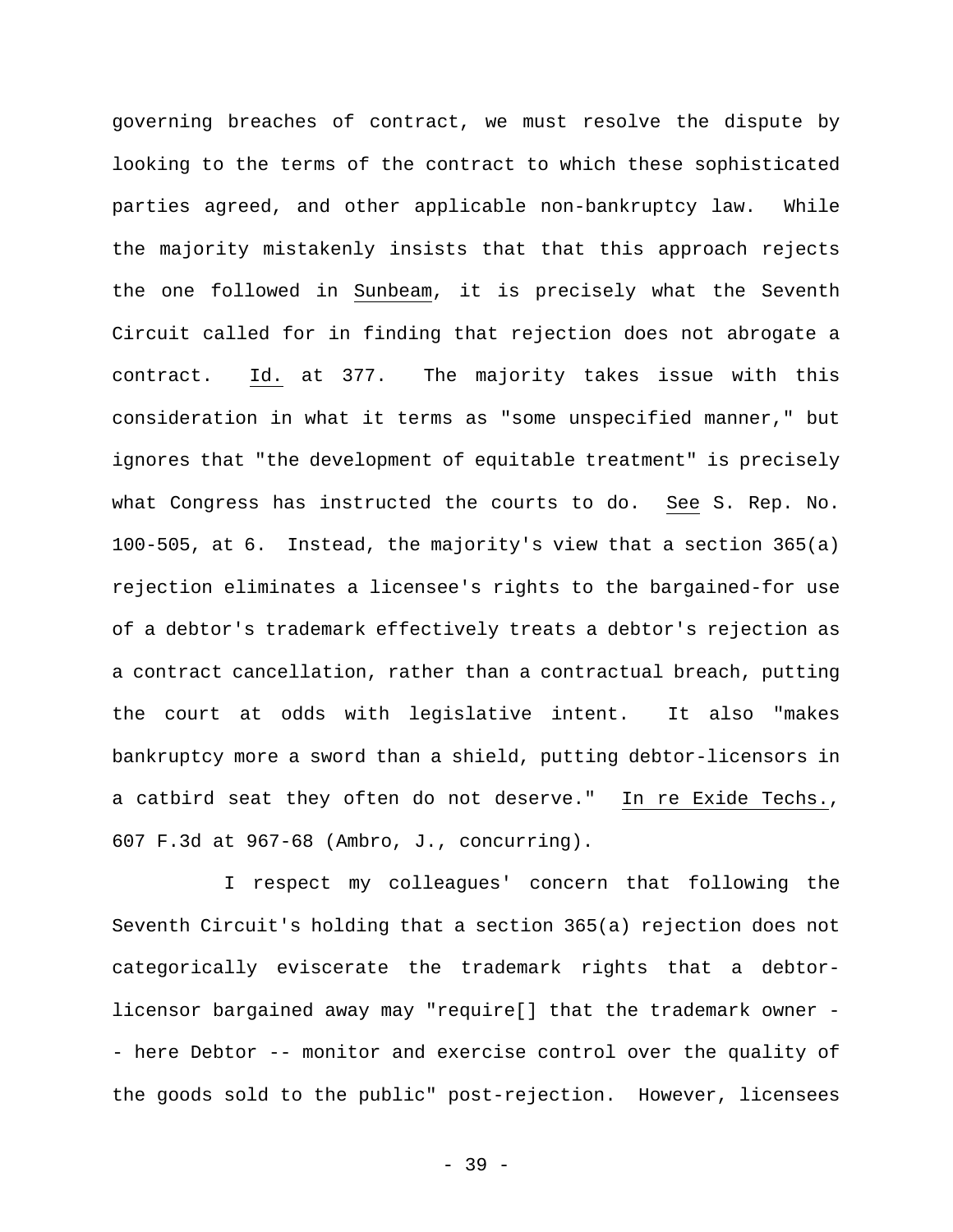governing breaches of contract, we must resolve the dispute by looking to the terms of the contract to which these sophisticated parties agreed, and other applicable non-bankruptcy law. While the majority mistakenly insists that that this approach rejects the one followed in Sunbeam, it is precisely what the Seventh Circuit called for in finding that rejection does not abrogate a contract. Id. at 377. The majority takes issue with this consideration in what it terms as "some unspecified manner," but ignores that "the development of equitable treatment" is precisely what Congress has instructed the courts to do. See S. Rep. No. 100-505, at 6. Instead, the majority's view that a section 365(a) rejection eliminates a licensee's rights to the bargained-for use of a debtor's trademark effectively treats a debtor's rejection as a contract cancellation, rather than a contractual breach, putting the court at odds with legislative intent. It also "makes bankruptcy more a sword than a shield, putting debtor-licensors in a catbird seat they often do not deserve." In re Exide Techs., 607 F.3d at 967-68 (Ambro, J., concurring).

I respect my colleagues' concern that following the Seventh Circuit's holding that a section 365(a) rejection does not categorically eviscerate the trademark rights that a debtor-licensor bargained away may "require[] that the trademark owner -- here Debtor -- monitor and exercise control over the quality of the goods sold to the public" post-rejection. However, licensees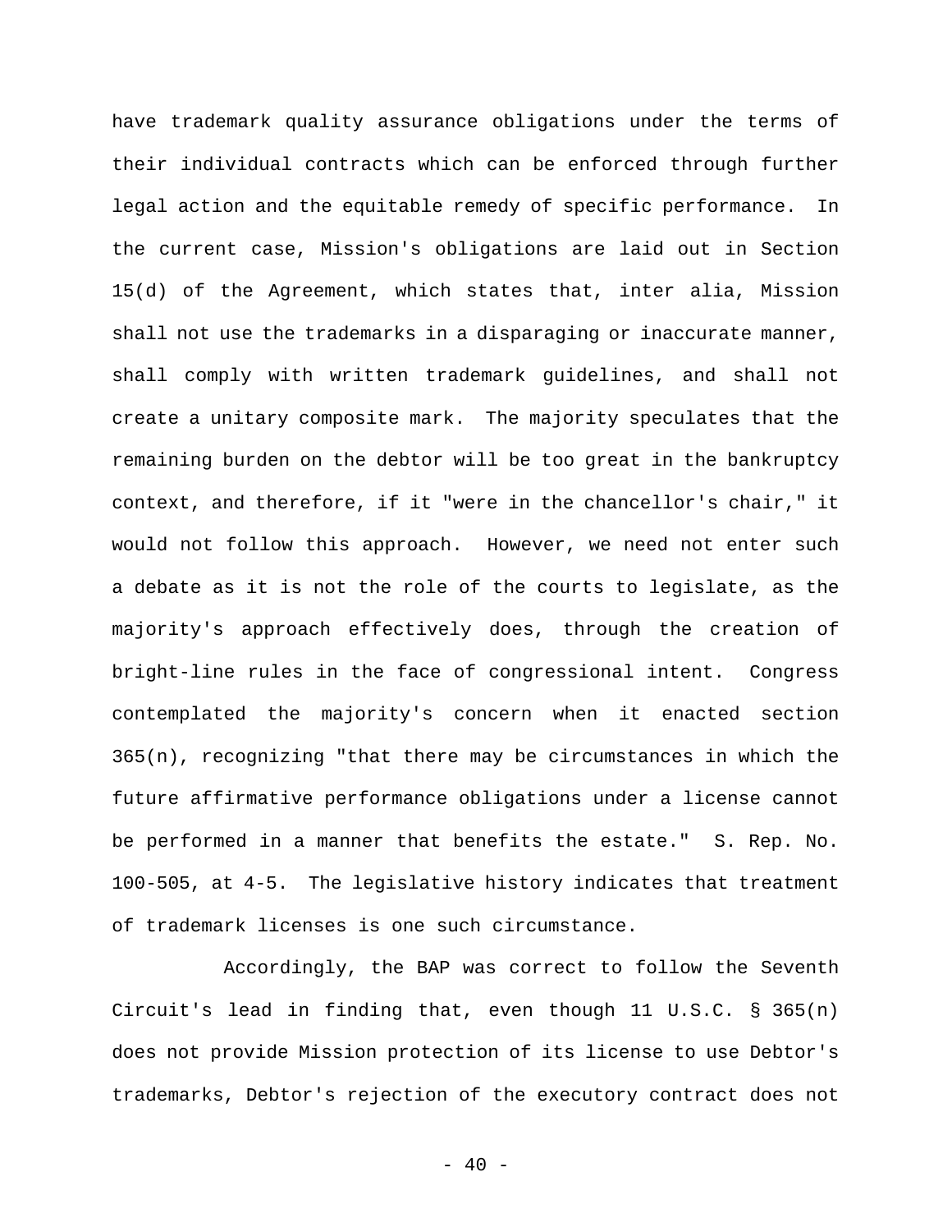have trademark quality assurance obligations under the terms of their individual contracts which can be enforced through further legal action and the equitable remedy of specific performance. In the current case, Mission's obligations are laid out in Section 15(d) of the Agreement, which states that, inter alia, Mission shall not use the trademarks in a disparaging or inaccurate manner, shall comply with written trademark guidelines, and shall not create a unitary composite mark. The majority speculates that the remaining burden on the debtor will be too great in the bankruptcy context, and therefore, if it "were in the chancellor's chair," it would not follow this approach. However, we need not enter such a debate as it is not the role of the courts to legislate, as the majority's approach effectively does, through the creation of bright-line rules in the face of congressional intent. Congress contemplated the majority's concern when it enacted section 365(n), recognizing "that there may be circumstances in which the future affirmative performance obligations under a license cannot be performed in a manner that benefits the estate." S. Rep. No. 100-505, at 4-5. The legislative history indicates that treatment of trademark licenses is one such circumstance.

Accordingly, the BAP was correct to follow the Seventh Circuit's lead in finding that, even though 11 U.S.C. § 365(n) does not provide Mission protection of its license to use Debtor's trademarks, Debtor's rejection of the executory contract does not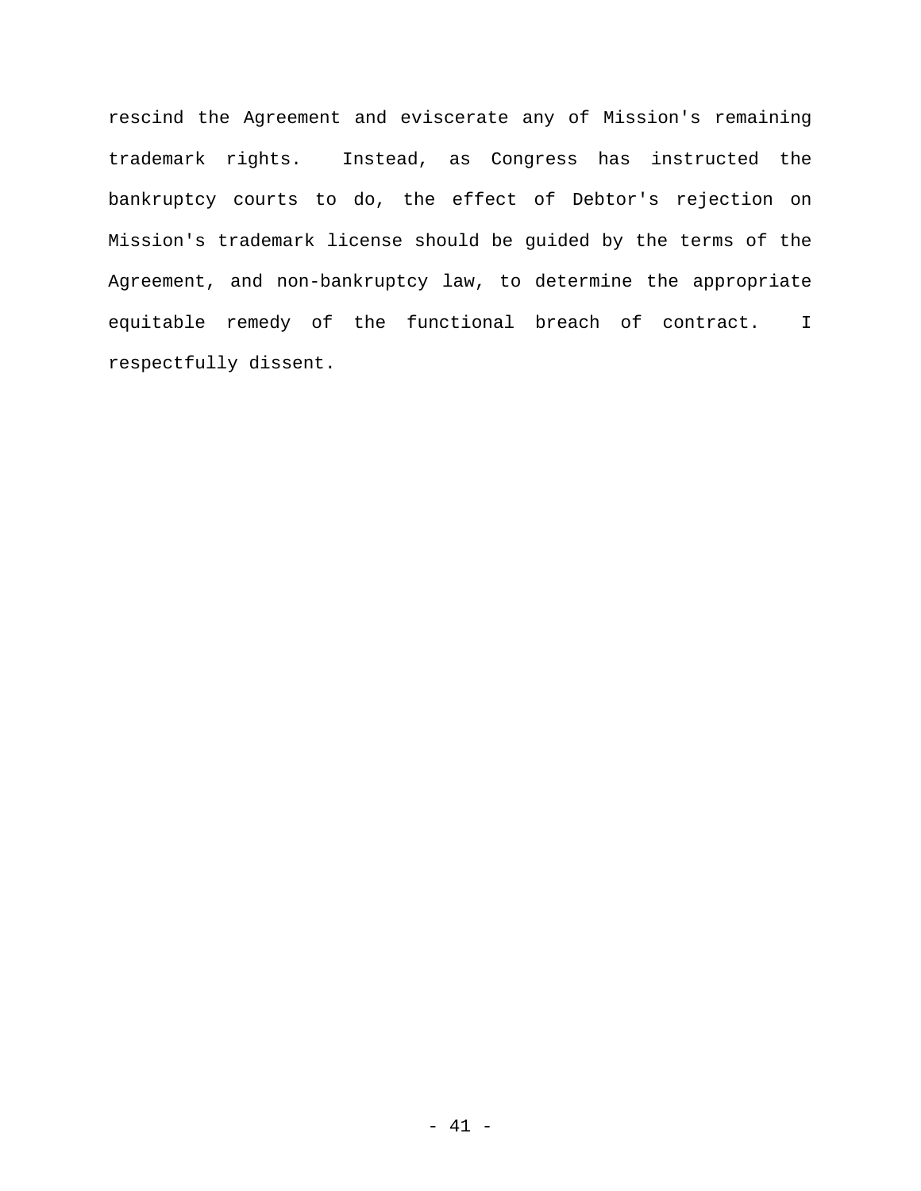rescind the Agreement and eviscerate any of Mission's remaining trademark rights. Instead, as Congress has instructed the bankruptcy courts to do, the effect of Debtor's rejection on Mission's trademark license should be guided by the terms of the Agreement, and non-bankruptcy law, to determine the appropriate equitable remedy of the functional breach of contract. I respectfully dissent.